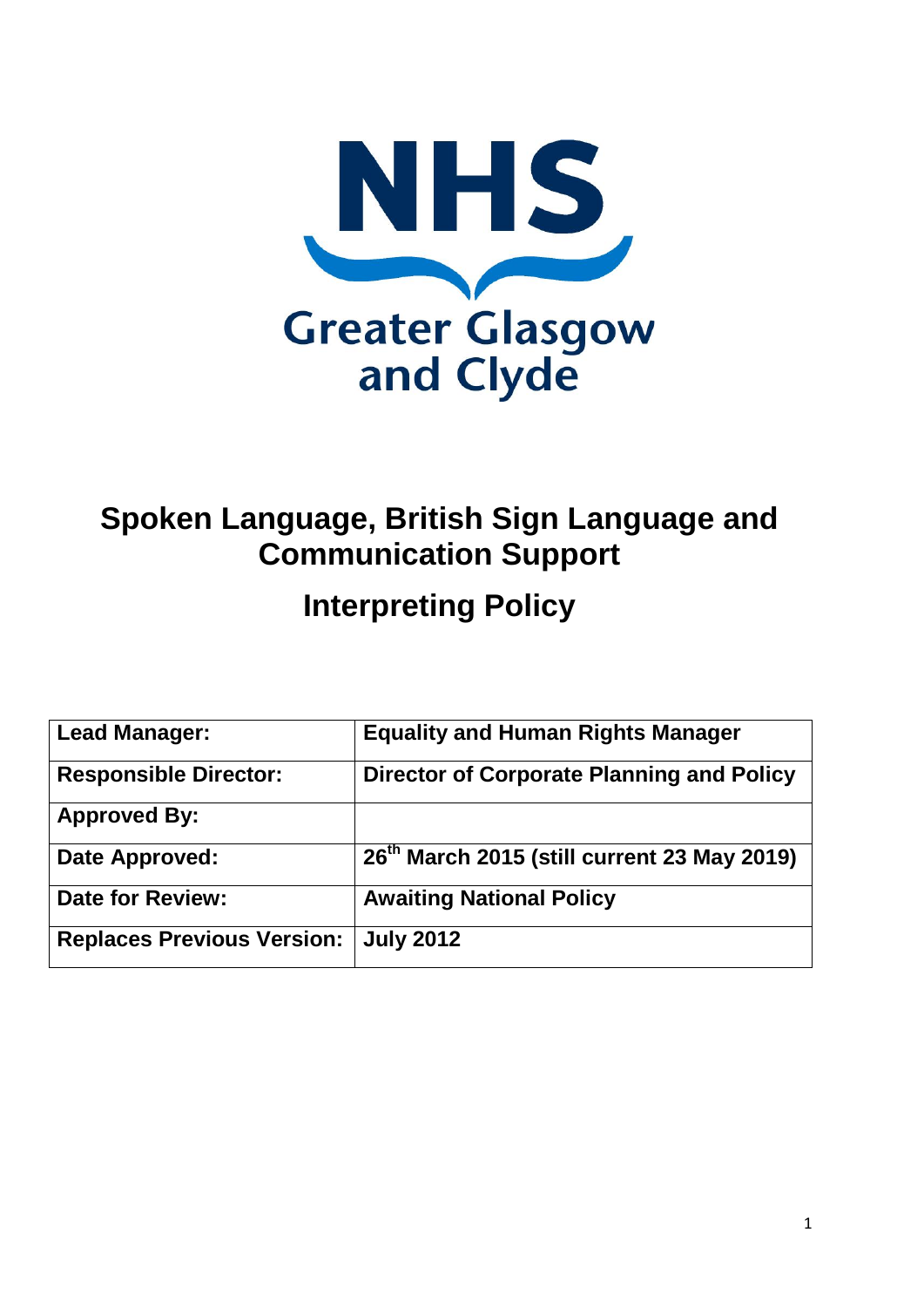NHS

Greater Glasgow and Clyde

# Spoken Language, British Sign Language and Communication Support

# Interpreting Policy

| **Lead Manager:** | **Equality and Human Rights Manager** |
|---|---|
| **Responsible Director:** | **Director of Corporate Planning and Policy** |
| **Approved By:** | |
| **Date Approved:** | **26th March 2015 (still current 23 May 2019)** |
| **Date for Review:** | **Awaiting National Policy** |
| **Replaces Previous Version:** | **July 2012** |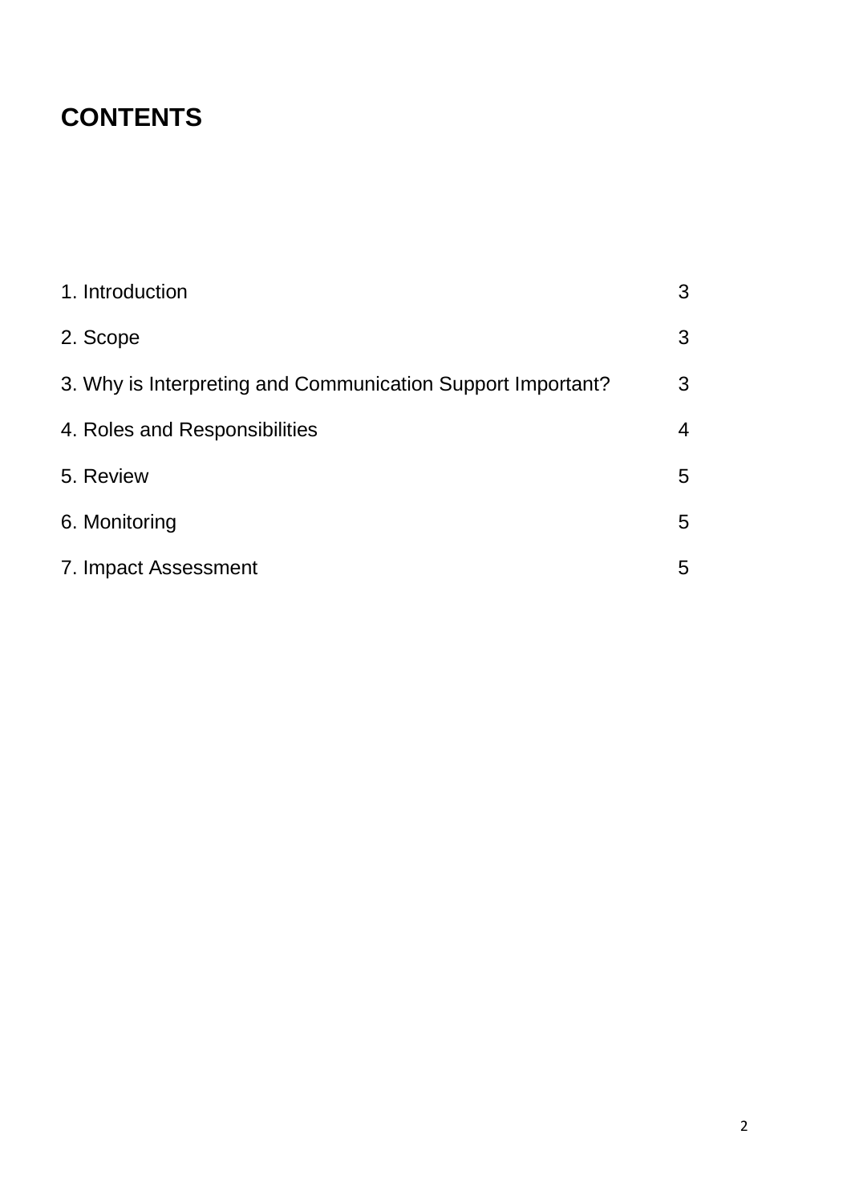# CONTENTS

| | |
|---|---|
| 1. Introduction | 3 |
| 2. Scope | 3 |
| 3. Why is Interpreting and Communication Support Important? | 3 |
| 4. Roles and Responsibilities | 4 |
| 5. Review | 5 |
| 6. Monitoring | 5 |
| 7. Impact Assessment | 5 |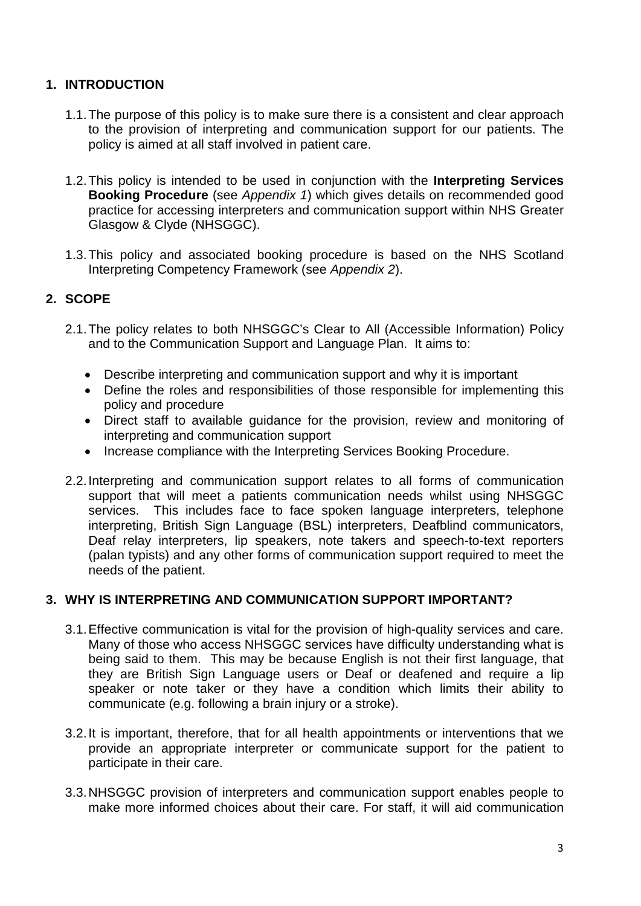## 1. INTRODUCTION

1.1. The purpose of this policy is to make sure there is a consistent and clear approach to the provision of interpreting and communication support for our patients. The policy is aimed at all staff involved in patient care.

1.2. This policy is intended to be used in conjunction with the **Interpreting Services Booking Procedure** (see *Appendix 1*) which gives details on recommended good practice for accessing interpreters and communication support within NHS Greater Glasgow & Clyde (NHSGGC).

1.3. This policy and associated booking procedure is based on the NHS Scotland Interpreting Competency Framework (see *Appendix 2*).

## 2. SCOPE

2.1. The policy relates to both NHSGGC's Clear to All (Accessible Information) Policy and to the Communication Support and Language Plan. It aims to:

- Describe interpreting and communication support and why it is important
- Define the roles and responsibilities of those responsible for implementing this policy and procedure
- Direct staff to available guidance for the provision, review and monitoring of interpreting and communication support
- Increase compliance with the Interpreting Services Booking Procedure.

2.2. Interpreting and communication support relates to all forms of communication support that will meet a patients communication needs whilst using NHSGGC services. This includes face to face spoken language interpreters, telephone interpreting, British Sign Language (BSL) interpreters, Deafblind communicators, Deaf relay interpreters, lip speakers, note takers and speech-to-text reporters (palan typists) and any other forms of communication support required to meet the needs of the patient.

## 3. WHY IS INTERPRETING AND COMMUNICATION SUPPORT IMPORTANT?

3.1. Effective communication is vital for the provision of high-quality services and care. Many of those who access NHSGGC services have difficulty understanding what is being said to them. This may be because English is not their first language, that they are British Sign Language users or Deaf or deafened and require a lip speaker or note taker or they have a condition which limits their ability to communicate (e.g. following a brain injury or a stroke).

3.2. It is important, therefore, that for all health appointments or interventions that we provide an appropriate interpreter or communicate support for the patient to participate in their care.

3.3. NHSGGC provision of interpreters and communication support enables people to make more informed choices about their care. For staff, it will aid communication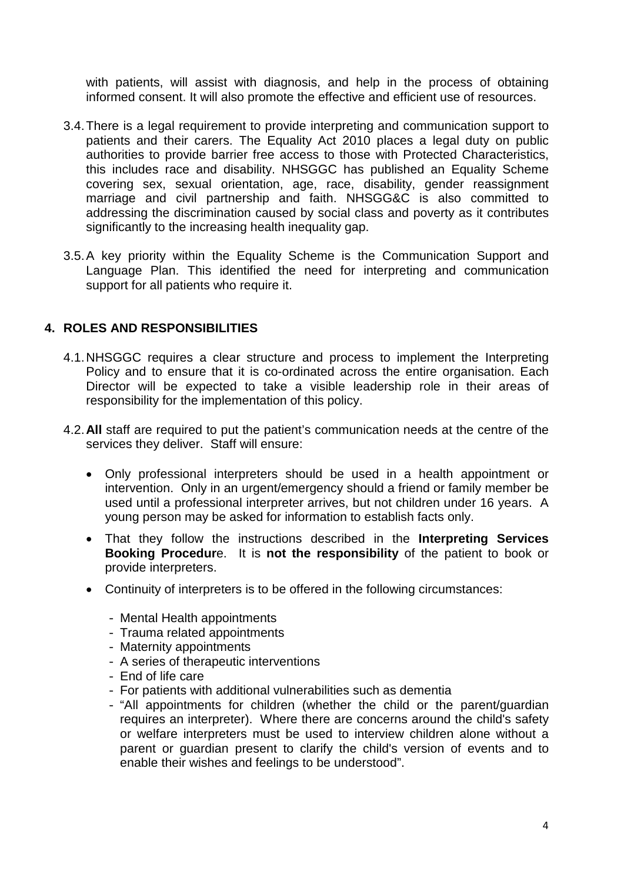with patients, will assist with diagnosis, and help in the process of obtaining informed consent. It will also promote the effective and efficient use of resources.

3.4. There is a legal requirement to provide interpreting and communication support to patients and their carers. The Equality Act 2010 places a legal duty on public authorities to provide barrier free access to those with Protected Characteristics, this includes race and disability. NHSGGC has published an Equality Scheme covering sex, sexual orientation, age, race, disability, gender reassignment marriage and civil partnership and faith. NHSGG&C is also committed to addressing the discrimination caused by social class and poverty as it contributes significantly to the increasing health inequality gap.

3.5. A key priority within the Equality Scheme is the Communication Support and Language Plan. This identified the need for interpreting and communication support for all patients who require it.

## 4. ROLES AND RESPONSIBILITIES

4.1. NHSGGC requires a clear structure and process to implement the Interpreting Policy and to ensure that it is co-ordinated across the entire organisation. Each Director will be expected to take a visible leadership role in their areas of responsibility for the implementation of this policy.

4.2. **All** staff are required to put the patient's communication needs at the centre of the services they deliver. Staff will ensure:

- Only professional interpreters should be used in a health appointment or intervention. Only in an urgent/emergency should a friend or family member be used until a professional interpreter arrives, but not children under 16 years. A young person may be asked for information to establish facts only.
- That they follow the instructions described in the **Interpreting Services Booking Procedur**e. It is **not the responsibility** of the patient to book or provide interpreters.
- Continuity of interpreters is to be offered in the following circumstances:
  - Mental Health appointments
  - Trauma related appointments
  - Maternity appointments
  - A series of therapeutic interventions
  - End of life care
  - For patients with additional vulnerabilities such as dementia
  - "All appointments for children (whether the child or the parent/guardian requires an interpreter). Where there are concerns around the child's safety or welfare interpreters must be used to interview children alone without a parent or guardian present to clarify the child's version of events and to enable their wishes and feelings to be understood".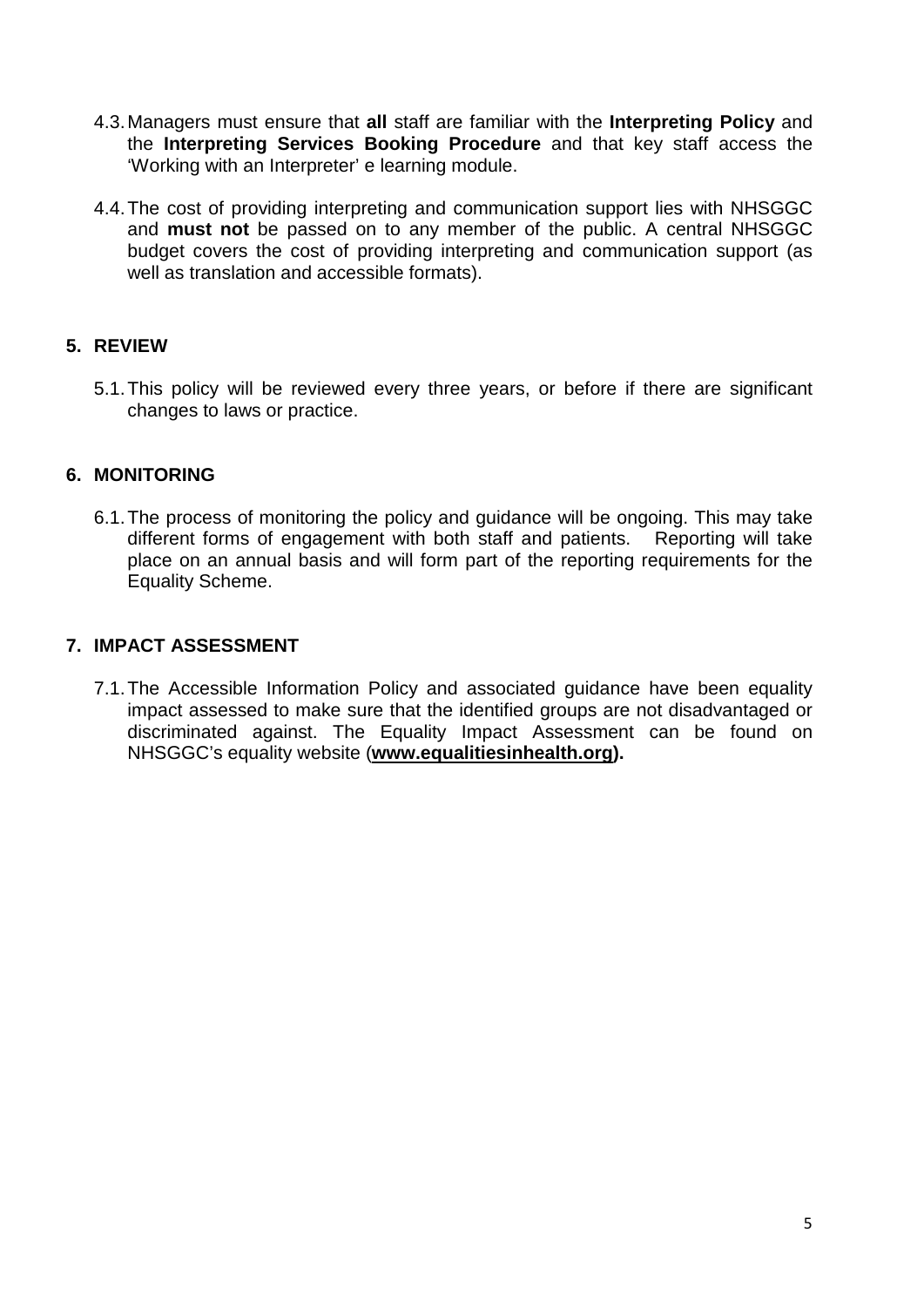4.3. Managers must ensure that **all** staff are familiar with the **Interpreting Policy** and the **Interpreting Services Booking Procedure** and that key staff access the 'Working with an Interpreter' e learning module.

4.4. The cost of providing interpreting and communication support lies with NHSGGC and **must not** be passed on to any member of the public. A central NHSGGC budget covers the cost of providing interpreting and communication support (as well as translation and accessible formats).

## 5. REVIEW

5.1. This policy will be reviewed every three years, or before if there are significant changes to laws or practice.

## 6. MONITORING

6.1. The process of monitoring the policy and guidance will be ongoing. This may take different forms of engagement with both staff and patients. Reporting will take place on an annual basis and will form part of the reporting requirements for the Equality Scheme.

## 7. IMPACT ASSESSMENT

7.1. The Accessible Information Policy and associated guidance have been equality impact assessed to make sure that the identified groups are not disadvantaged or discriminated against. The Equality Impact Assessment can be found on NHSGGC's equality website (**www.equalitiesinhealth.org).**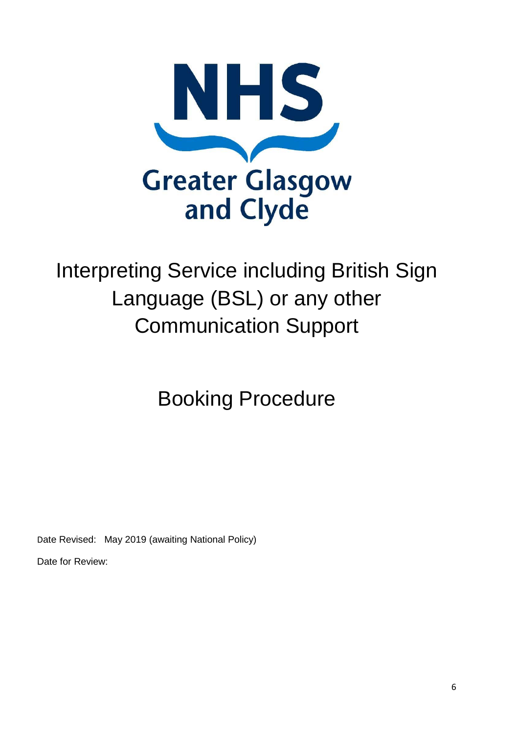NHS

Greater Glasgow and Clyde

# Interpreting Service including British Sign Language (BSL) or any other Communication Support

## Booking Procedure

Date Revised: May 2019 (awaiting National Policy)

Date for Review: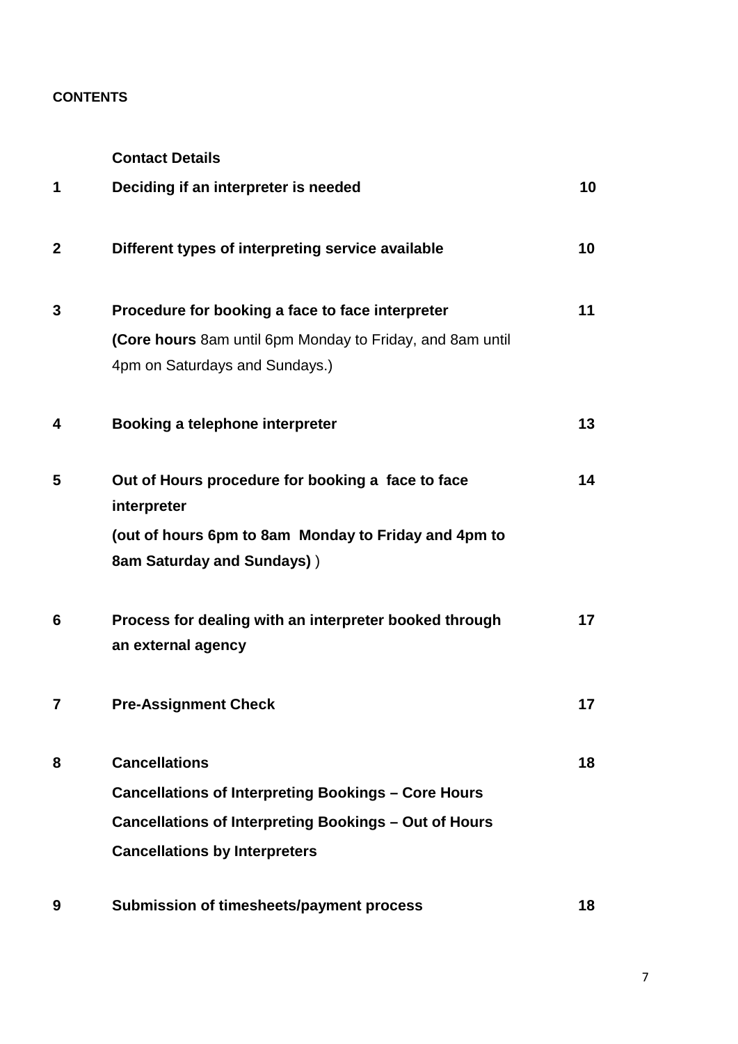**CONTENTS**

| | | |
|---|---|---|
| | **Contact Details** | |
| **1** | **Deciding if an interpreter is needed** | **10** |
| **2** | **Different types of interpreting service available** | **10** |
| **3** | **Procedure for booking a face to face interpreter**<br>**(Core hours** 8am until 6pm Monday to Friday, and 8am until 4pm on Saturdays and Sundays.) | **11** |
| **4** | **Booking a telephone interpreter** | **13** |
| **5** | **Out of Hours procedure for booking a face to face interpreter**<br>**(out of hours 6pm to 8am Monday to Friday and 4pm to 8am Saturday and Sundays)** ) | **14** |
| **6** | **Process for dealing with an interpreter booked through an external agency** | **17** |
| **7** | **Pre-Assignment Check** | **17** |
| **8** | **Cancellations**<br>**Cancellations of Interpreting Bookings – Core Hours**<br>**Cancellations of Interpreting Bookings – Out of Hours**<br>**Cancellations by Interpreters** | **18** |
| **9** | **Submission of timesheets/payment process** | **18** |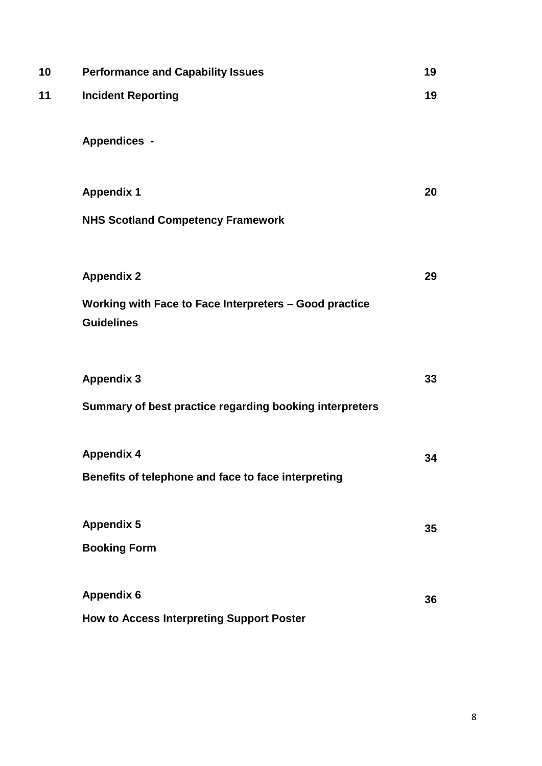| | | |
|---|---|---|
| **10** | **Performance and Capability Issues** | **19** |
| **11** | **Incident Reporting** | **19** |
| | **Appendices -** | |
| | **Appendix 1**<br>**NHS Scotland Competency Framework** | **20** |
| | **Appendix 2**<br>**Working with Face to Face Interpreters – Good practice Guidelines** | **29** |
| | **Appendix 3**<br>**Summary of best practice regarding booking interpreters** | **33** |
| | **Appendix 4**<br>**Benefits of telephone and face to face interpreting** | **34** |
| | **Appendix 5**<br>**Booking Form** | **35** |
| | **Appendix 6**<br>**How to Access Interpreting Support Poster** | **36** |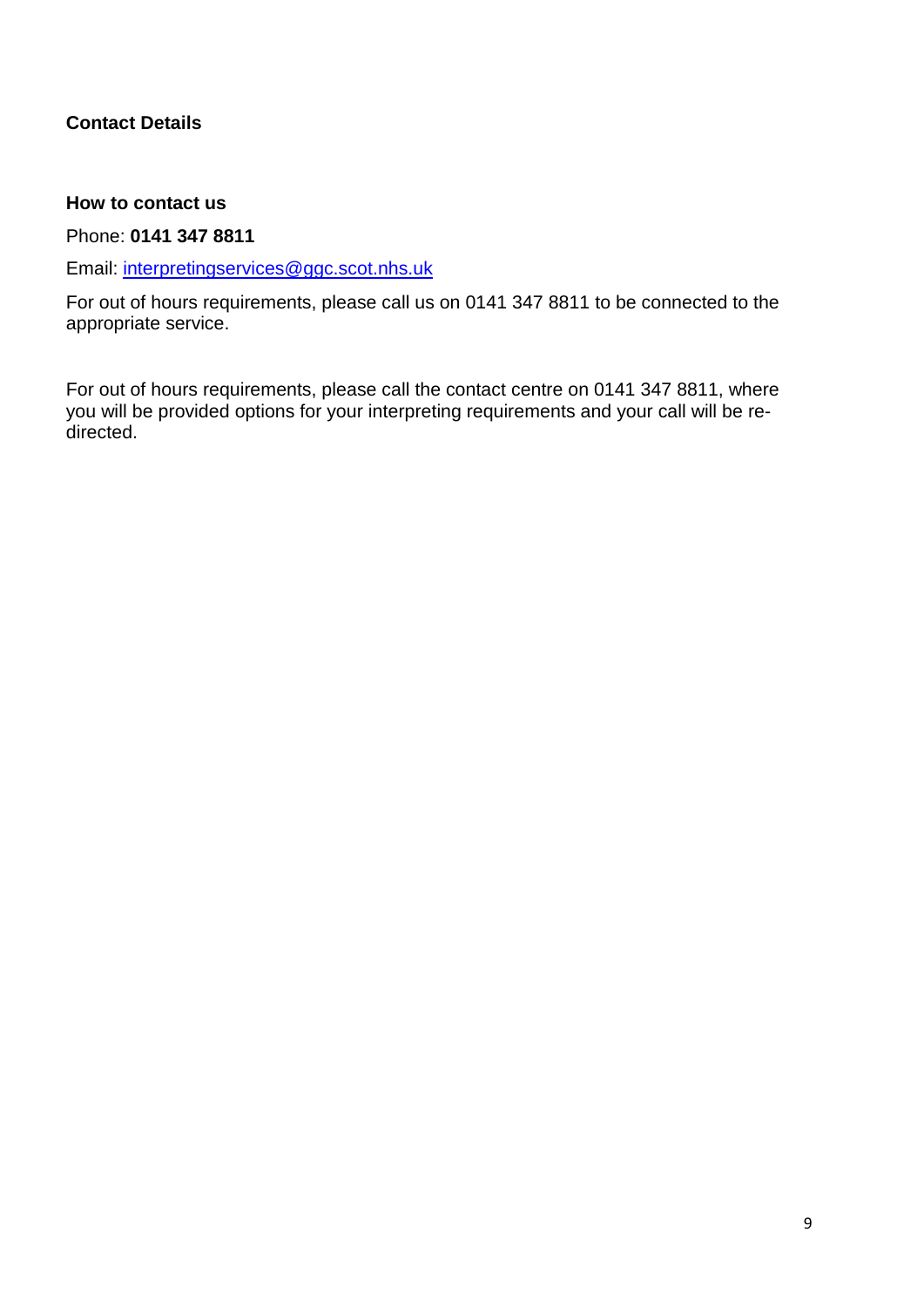## Contact Details

### How to contact us

Phone: **0141 347 8811**

Email: [interpretingservices@ggc.scot.nhs.uk](mailto:interpretingservices@ggc.scot.nhs.uk)

For out of hours requirements, please call us on 0141 347 8811 to be connected to the appropriate service.

For out of hours requirements, please call the contact centre on 0141 347 8811, where you will be provided options for your interpreting requirements and your call will be re-directed.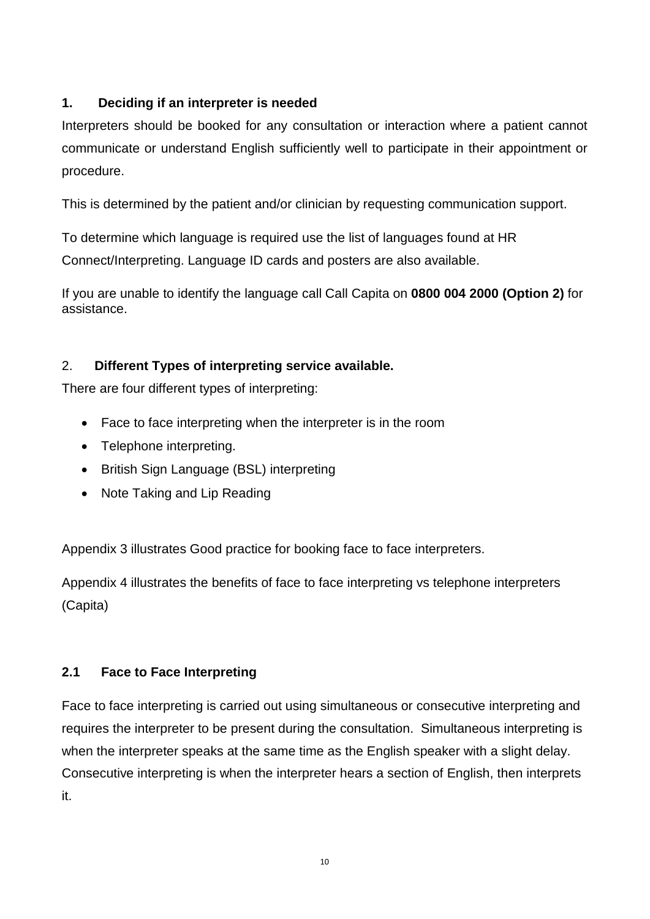## 1. Deciding if an interpreter is needed

Interpreters should be booked for any consultation or interaction where a patient cannot communicate or understand English sufficiently well to participate in their appointment or procedure.

This is determined by the patient and/or clinician by requesting communication support.

To determine which language is required use the list of languages found at HR Connect/Interpreting. Language ID cards and posters are also available.

If you are unable to identify the language call Call Capita on **0800 004 2000 (Option 2)** for assistance.

## 2. Different Types of interpreting service available.

There are four different types of interpreting:

- Face to face interpreting when the interpreter is in the room
- Telephone interpreting.
- British Sign Language (BSL) interpreting
- Note Taking and Lip Reading

Appendix 3 illustrates Good practice for booking face to face interpreters.

Appendix 4 illustrates the benefits of face to face interpreting vs telephone interpreters (Capita)

### 2.1 Face to Face Interpreting

Face to face interpreting is carried out using simultaneous or consecutive interpreting and requires the interpreter to be present during the consultation. Simultaneous interpreting is when the interpreter speaks at the same time as the English speaker with a slight delay. Consecutive interpreting is when the interpreter hears a section of English, then interprets it.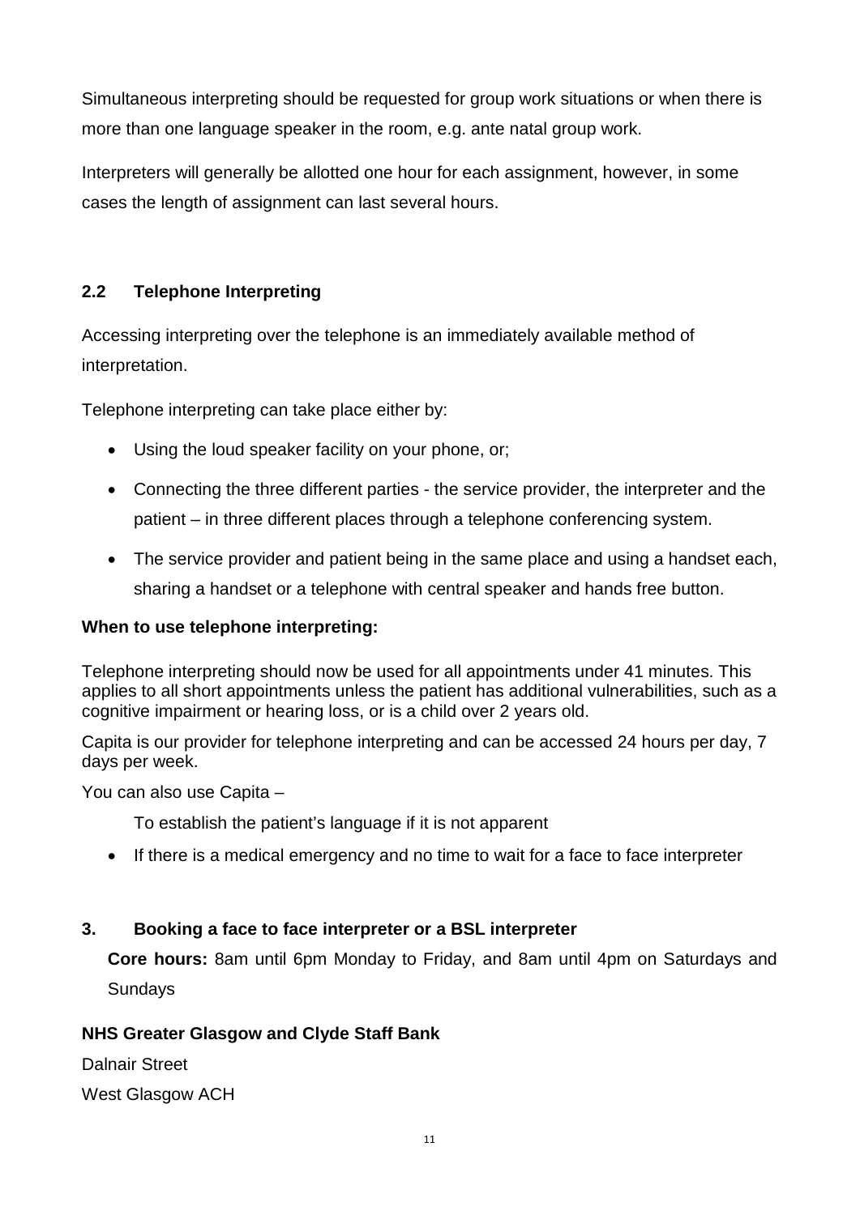Simultaneous interpreting should be requested for group work situations or when there is more than one language speaker in the room, e.g. ante natal group work.

Interpreters will generally be allotted one hour for each assignment, however, in some cases the length of assignment can last several hours.

## 2.2 Telephone Interpreting

Accessing interpreting over the telephone is an immediately available method of interpretation.

Telephone interpreting can take place either by:

- Using the loud speaker facility on your phone, or;
- Connecting the three different parties - the service provider, the interpreter and the patient – in three different places through a telephone conferencing system.
- The service provider and patient being in the same place and using a handset each, sharing a handset or a telephone with central speaker and hands free button.

**When to use telephone interpreting:**

Telephone interpreting should now be used for all appointments under 41 minutes. This applies to all short appointments unless the patient has additional vulnerabilities, such as a cognitive impairment or hearing loss, or is a child over 2 years old.

Capita is our provider for telephone interpreting and can be accessed 24 hours per day, 7 days per week.

You can also use Capita –

To establish the patient's language if it is not apparent

- If there is a medical emergency and no time to wait for a face to face interpreter

## 3. Booking a face to face interpreter or a BSL interpreter

**Core hours:** 8am until 6pm Monday to Friday, and 8am until 4pm on Saturdays and Sundays

**NHS Greater Glasgow and Clyde Staff Bank**

Dalnair Street

West Glasgow ACH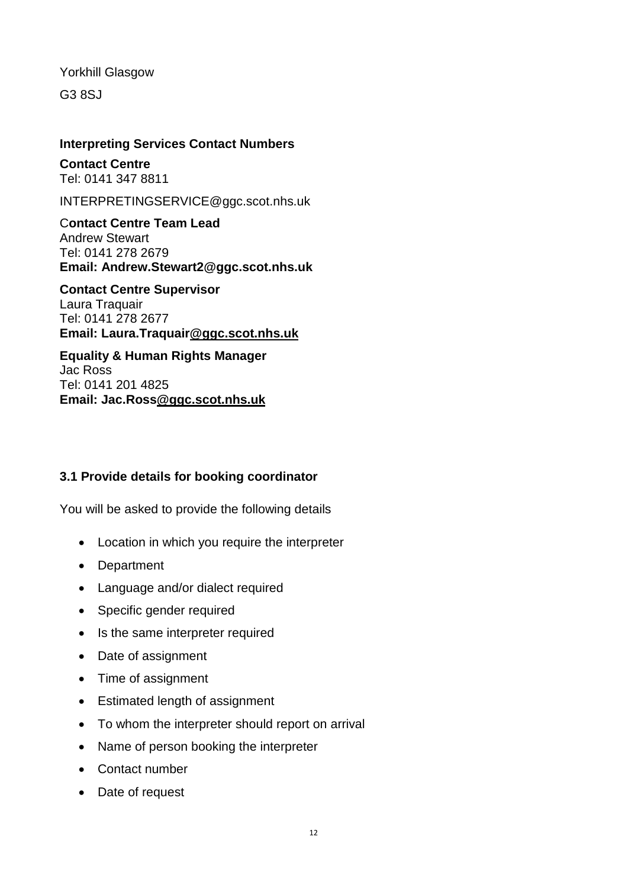Yorkhill Glasgow

G3 8SJ

**Interpreting Services Contact Numbers**

**Contact Centre**
Tel: 0141 347 8811

INTERPRETINGSERVICE@ggc.scot.nhs.uk

**Contact Centre Team Lead**
Andrew Stewart
Tel: 0141 278 2679
**Email: Andrew.Stewart2@ggc.scot.nhs.uk**

**Contact Centre Supervisor**
Laura Traquair
Tel: 0141 278 2677
**Email: Laura.Traquair@ggc.scot.nhs.uk**

**Equality & Human Rights Manager**
Jac Ross
Tel: 0141 201 4825
**Email: Jac.Ross@ggc.scot.nhs.uk**

### 3.1 Provide details for booking coordinator

You will be asked to provide the following details

- Location in which you require the interpreter
- Department
- Language and/or dialect required
- Specific gender required
- Is the same interpreter required
- Date of assignment
- Time of assignment
- Estimated length of assignment
- To whom the interpreter should report on arrival
- Name of person booking the interpreter
- Contact number
- Date of request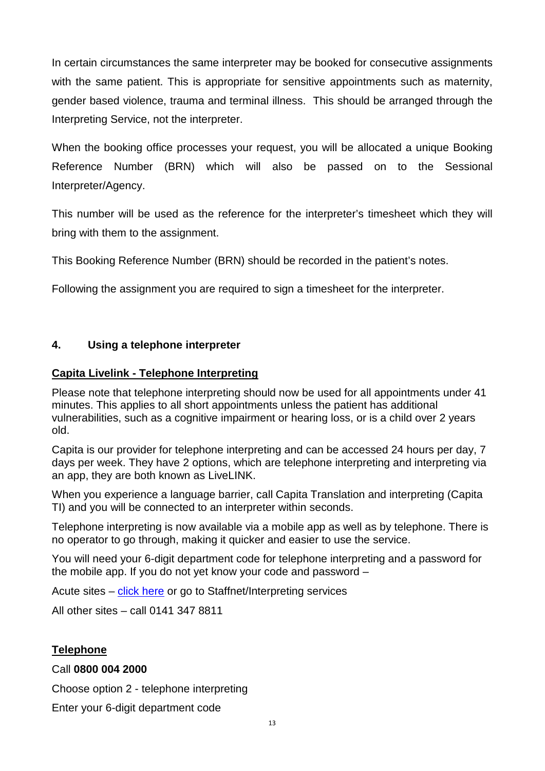In certain circumstances the same interpreter may be booked for consecutive assignments with the same patient. This is appropriate for sensitive appointments such as maternity, gender based violence, trauma and terminal illness. This should be arranged through the Interpreting Service, not the interpreter.

When the booking office processes your request, you will be allocated a unique Booking Reference Number (BRN) which will also be passed on to the Sessional Interpreter/Agency.

This number will be used as the reference for the interpreter's timesheet which they will bring with them to the assignment.

This Booking Reference Number (BRN) should be recorded in the patient's notes.

Following the assignment you are required to sign a timesheet for the interpreter.

## 4. Using a telephone interpreter

**Capita Livelink - Telephone Interpreting**

Please note that telephone interpreting should now be used for all appointments under 41 minutes. This applies to all short appointments unless the patient has additional vulnerabilities, such as a cognitive impairment or hearing loss, or is a child over 2 years old.

Capita is our provider for telephone interpreting and can be accessed 24 hours per day, 7 days per week. They have 2 options, which are telephone interpreting and interpreting via an app, they are both known as LiveLINK.

When you experience a language barrier, call Capita Translation and interpreting (Capita TI) and you will be connected to an interpreter within seconds.

Telephone interpreting is now available via a mobile app as well as by telephone. There is no operator to go through, making it quicker and easier to use the service.

You will need your 6-digit department code for telephone interpreting and a password for the mobile app. If you do not yet know your code and password –

Acute sites – click here or go to Staffnet/Interpreting services

All other sites – call 0141 347 8811

**Telephone**

Call **0800 004 2000**

Choose option 2 - telephone interpreting

Enter your 6-digit department code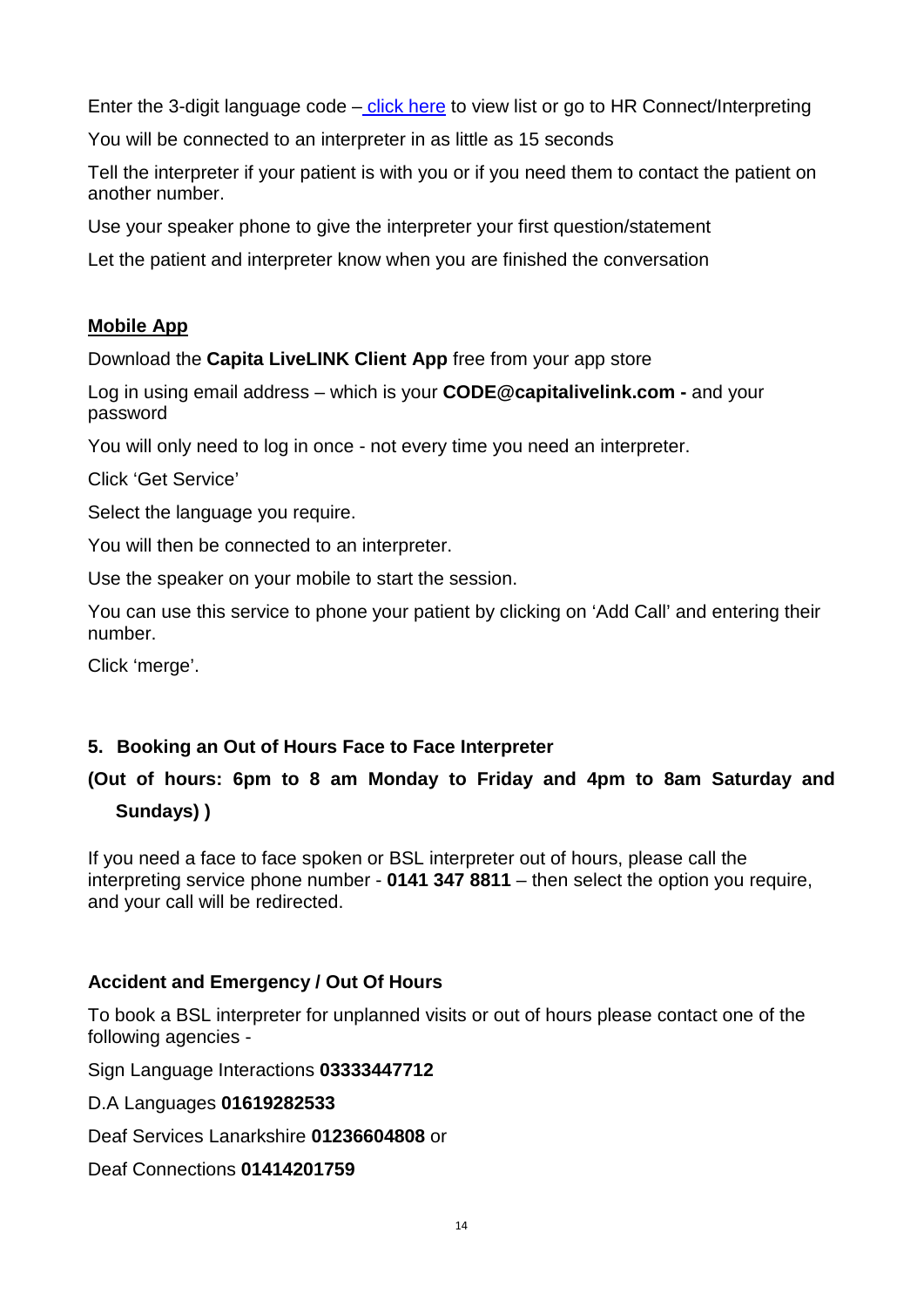Enter the 3-digit language code – click here to view list or go to HR Connect/Interpreting

You will be connected to an interpreter in as little as 15 seconds

Tell the interpreter if your patient is with you or if you need them to contact the patient on another number.

Use your speaker phone to give the interpreter your first question/statement

Let the patient and interpreter know when you are finished the conversation

**Mobile App**

Download the **Capita LiveLINK Client App** free from your app store

Log in using email address – which is your **CODE@capitalivelink.com -** and your password

You will only need to log in once - not every time you need an interpreter.

Click 'Get Service'

Select the language you require.

You will then be connected to an interpreter.

Use the speaker on your mobile to start the session.

You can use this service to phone your patient by clicking on 'Add Call' and entering their number.

Click 'merge'.

## 5. Booking an Out of Hours Face to Face Interpreter

**(Out of hours: 6pm to 8 am Monday to Friday and 4pm to 8am Saturday and Sundays) )**

If you need a face to face spoken or BSL interpreter out of hours, please call the interpreting service phone number - **0141 347 8811** – then select the option you require, and your call will be redirected.

### Accident and Emergency / Out Of Hours

To book a BSL interpreter for unplanned visits or out of hours please contact one of the following agencies -

Sign Language Interactions **03333447712**

D.A Languages **01619282533**

Deaf Services Lanarkshire **01236604808** or

Deaf Connections **01414201759**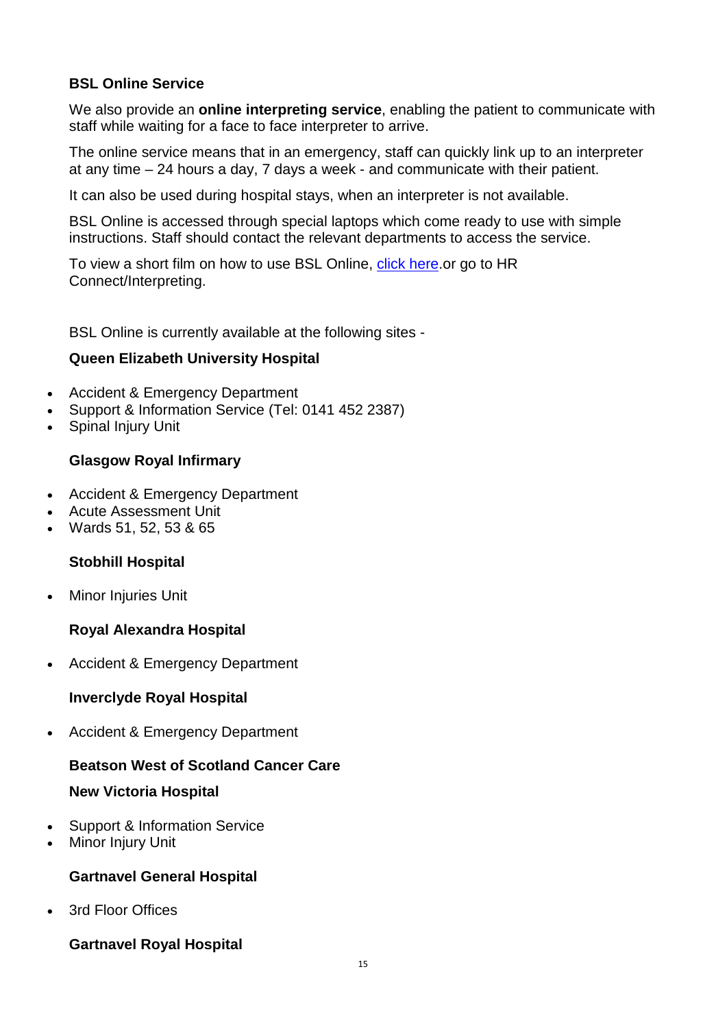**BSL Online Service**

We also provide an **online interpreting service**, enabling the patient to communicate with staff while waiting for a face to face interpreter to arrive.

The online service means that in an emergency, staff can quickly link up to an interpreter at any time – 24 hours a day, 7 days a week - and communicate with their patient.

It can also be used during hospital stays, when an interpreter is not available.

BSL Online is accessed through special laptops which come ready to use with simple instructions. Staff should contact the relevant departments to access the service.

To view a short film on how to use BSL Online, click here.or go to HR Connect/Interpreting.

BSL Online is currently available at the following sites -

**Queen Elizabeth University Hospital**

- Accident & Emergency Department
- Support & Information Service (Tel: 0141 452 2387)
- Spinal Injury Unit

**Glasgow Royal Infirmary**

- Accident & Emergency Department
- Acute Assessment Unit
- Wards 51, 52, 53 & 65

**Stobhill Hospital**

- Minor Injuries Unit

**Royal Alexandra Hospital**

- Accident & Emergency Department

**Inverclyde Royal Hospital**

- Accident & Emergency Department

**Beatson West of Scotland Cancer Care**

**New Victoria Hospital**

- Support & Information Service
- Minor Injury Unit

**Gartnavel General Hospital**

- 3rd Floor Offices

**Gartnavel Royal Hospital**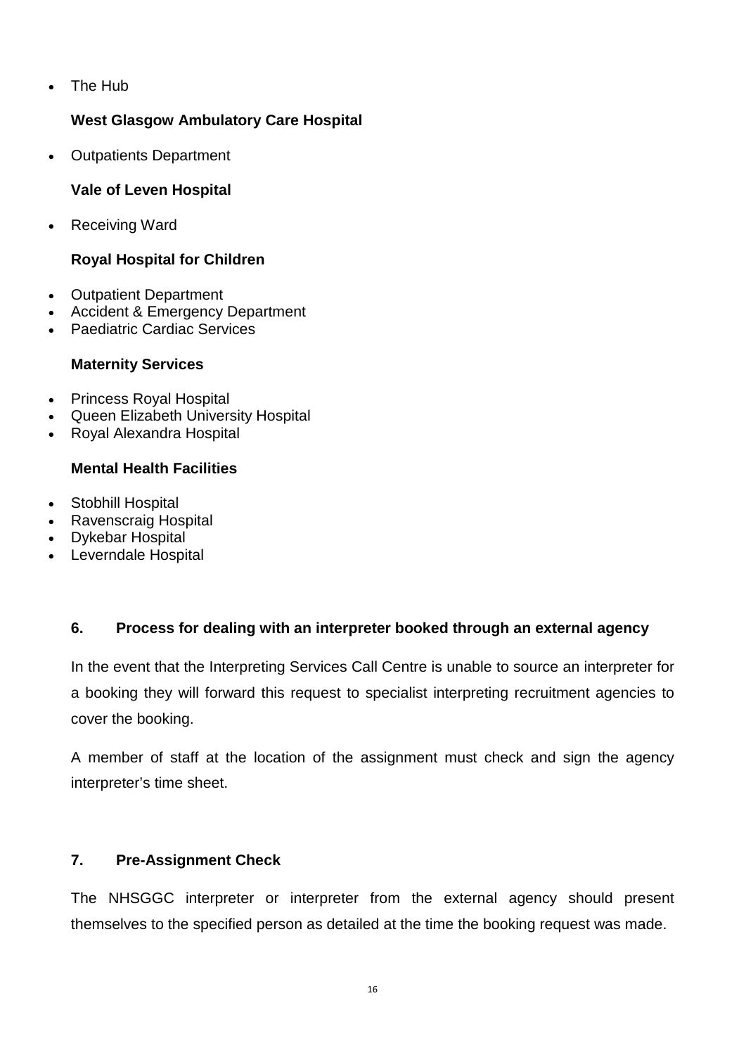- The Hub

**West Glasgow Ambulatory Care Hospital**

- Outpatients Department

**Vale of Leven Hospital**

- Receiving Ward

**Royal Hospital for Children**

- Outpatient Department
- Accident & Emergency Department
- Paediatric Cardiac Services

**Maternity Services**

- Princess Royal Hospital
- Queen Elizabeth University Hospital
- Royal Alexandra Hospital

**Mental Health Facilities**

- Stobhill Hospital
- Ravenscraig Hospital
- Dykebar Hospital
- Leverndale Hospital

## 6. Process for dealing with an interpreter booked through an external agency

In the event that the Interpreting Services Call Centre is unable to source an interpreter for a booking they will forward this request to specialist interpreting recruitment agencies to cover the booking.

A member of staff at the location of the assignment must check and sign the agency interpreter's time sheet.

## 7. Pre-Assignment Check

The NHSGGC interpreter or interpreter from the external agency should present themselves to the specified person as detailed at the time the booking request was made.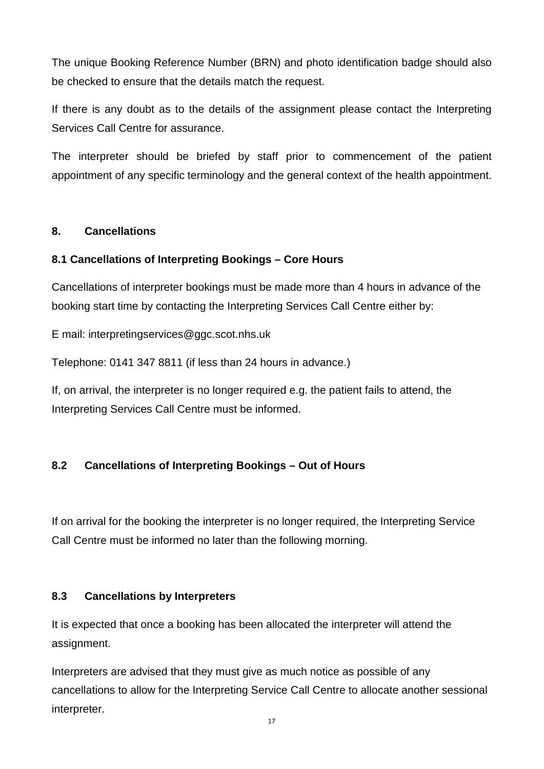The unique Booking Reference Number (BRN) and photo identification badge should also be checked to ensure that the details match the request.

If there is any doubt as to the details of the assignment please contact the Interpreting Services Call Centre for assurance.

The interpreter should be briefed by staff prior to commencement of the patient appointment of any specific terminology and the general context of the health appointment.

## 8. Cancellations

### 8.1 Cancellations of Interpreting Bookings – Core Hours

Cancellations of interpreter bookings must be made more than 4 hours in advance of the booking start time by contacting the Interpreting Services Call Centre either by:

E mail: interpretingservices@ggc.scot.nhs.uk

Telephone: 0141 347 8811 (if less than 24 hours in advance.)

If, on arrival, the interpreter is no longer required e.g. the patient fails to attend, the Interpreting Services Call Centre must be informed.

### 8.2 Cancellations of Interpreting Bookings – Out of Hours

If on arrival for the booking the interpreter is no longer required, the Interpreting Service Call Centre must be informed no later than the following morning.

### 8.3 Cancellations by Interpreters

It is expected that once a booking has been allocated the interpreter will attend the assignment.

Interpreters are advised that they must give as much notice as possible of any cancellations to allow for the Interpreting Service Call Centre to allocate another sessional interpreter.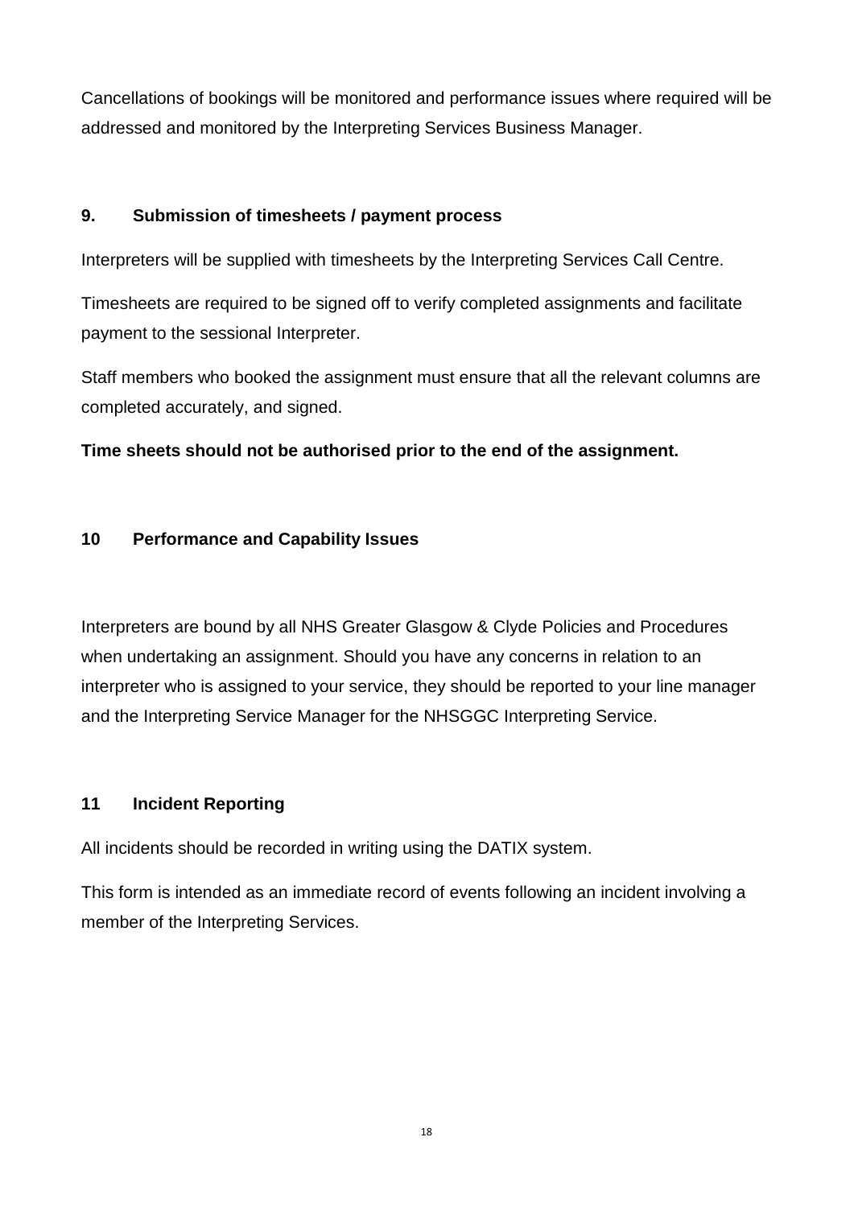Cancellations of bookings will be monitored and performance issues where required will be addressed and monitored by the Interpreting Services Business Manager.

## 9. Submission of timesheets / payment process

Interpreters will be supplied with timesheets by the Interpreting Services Call Centre.

Timesheets are required to be signed off to verify completed assignments and facilitate payment to the sessional Interpreter.

Staff members who booked the assignment must ensure that all the relevant columns are completed accurately, and signed.

**Time sheets should not be authorised prior to the end of the assignment.**

## 10 Performance and Capability Issues

Interpreters are bound by all NHS Greater Glasgow & Clyde Policies and Procedures when undertaking an assignment. Should you have any concerns in relation to an interpreter who is assigned to your service, they should be reported to your line manager and the Interpreting Service Manager for the NHSGGC Interpreting Service.

## 11 Incident Reporting

All incidents should be recorded in writing using the DATIX system.

This form is intended as an immediate record of events following an incident involving a member of the Interpreting Services.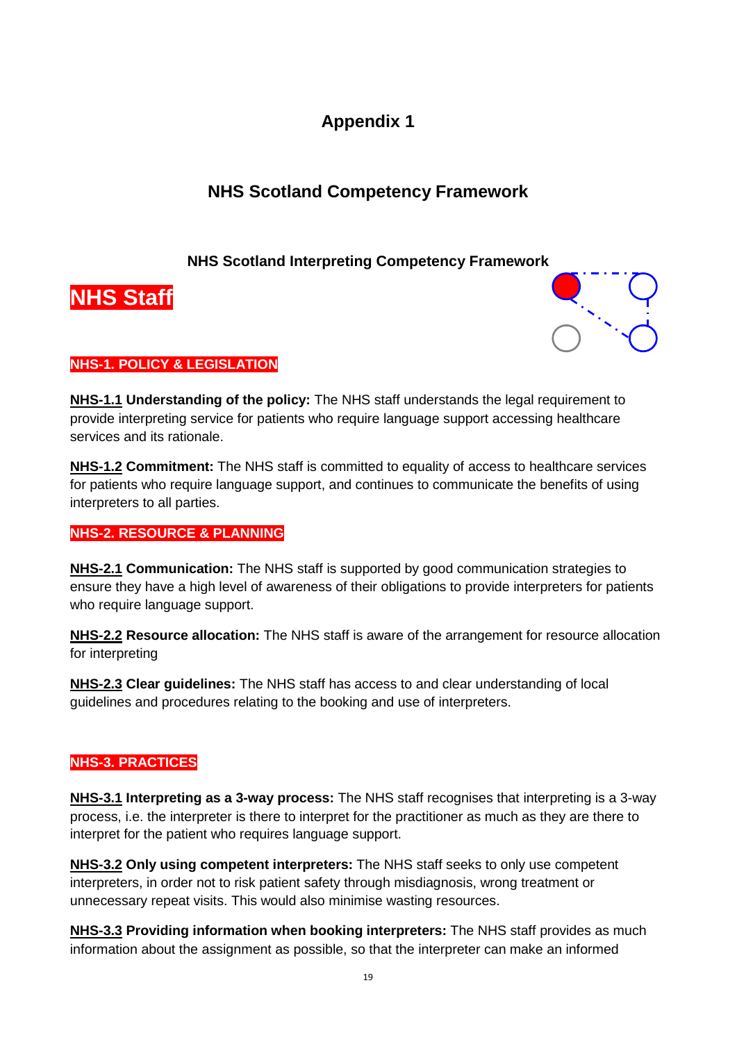# Appendix 1

## NHS Scotland Competency Framework

### NHS Scotland Interpreting Competency Framework

## NHS Staff

**NHS-1. POLICY & LEGISLATION**

**NHS-1.1 Understanding of the policy:** The NHS staff understands the legal requirement to provide interpreting service for patients who require language support accessing healthcare services and its rationale.

**NHS-1.2 Commitment:** The NHS staff is committed to equality of access to healthcare services for patients who require language support, and continues to communicate the benefits of using interpreters to all parties.

**NHS-2. RESOURCE & PLANNING**

**NHS-2.1 Communication:** The NHS staff is supported by good communication strategies to ensure they have a high level of awareness of their obligations to provide interpreters for patients who require language support.

**NHS-2.2 Resource allocation:** The NHS staff is aware of the arrangement for resource allocation for interpreting

**NHS-2.3 Clear guidelines:** The NHS staff has access to and clear understanding of local guidelines and procedures relating to the booking and use of interpreters.

**NHS-3. PRACTICES**

**NHS-3.1 Interpreting as a 3-way process:** The NHS staff recognises that interpreting is a 3-way process, i.e. the interpreter is there to interpret for the practitioner as much as they are there to interpret for the patient who requires language support.

**NHS-3.2 Only using competent interpreters:** The NHS staff seeks to only use competent interpreters, in order not to risk patient safety through misdiagnosis, wrong treatment or unnecessary repeat visits. This would also minimise wasting resources.

**NHS-3.3 Providing information when booking interpreters:** The NHS staff provides as much information about the assignment as possible, so that the interpreter can make an informed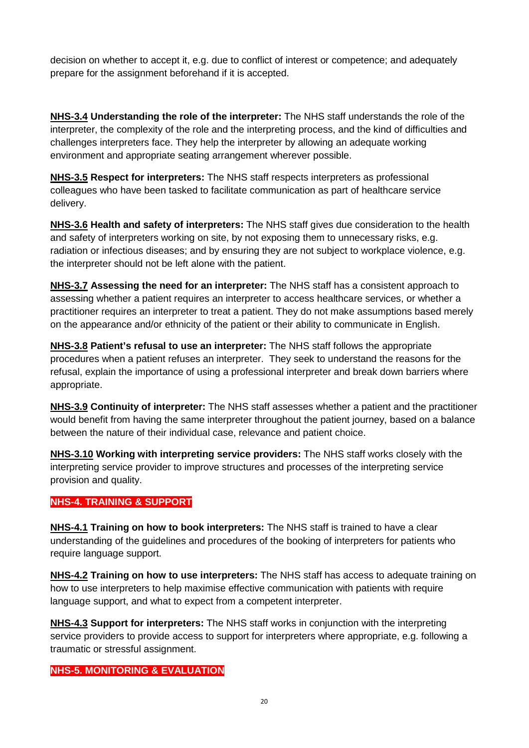decision on whether to accept it, e.g. due to conflict of interest or competence; and adequately prepare for the assignment beforehand if it is accepted.

**NHS-3.4 Understanding the role of the interpreter:** The NHS staff understands the role of the interpreter, the complexity of the role and the interpreting process, and the kind of difficulties and challenges interpreters face. They help the interpreter by allowing an adequate working environment and appropriate seating arrangement wherever possible.

**NHS-3.5 Respect for interpreters:** The NHS staff respects interpreters as professional colleagues who have been tasked to facilitate communication as part of healthcare service delivery.

**NHS-3.6 Health and safety of interpreters:** The NHS staff gives due consideration to the health and safety of interpreters working on site, by not exposing them to unnecessary risks, e.g. radiation or infectious diseases; and by ensuring they are not subject to workplace violence, e.g. the interpreter should not be left alone with the patient.

**NHS-3.7 Assessing the need for an interpreter:** The NHS staff has a consistent approach to assessing whether a patient requires an interpreter to access healthcare services, or whether a practitioner requires an interpreter to treat a patient. They do not make assumptions based merely on the appearance and/or ethnicity of the patient or their ability to communicate in English.

**NHS-3.8 Patient's refusal to use an interpreter:** The NHS staff follows the appropriate procedures when a patient refuses an interpreter. They seek to understand the reasons for the refusal, explain the importance of using a professional interpreter and break down barriers where appropriate.

**NHS-3.9 Continuity of interpreter:** The NHS staff assesses whether a patient and the practitioner would benefit from having the same interpreter throughout the patient journey, based on a balance between the nature of their individual case, relevance and patient choice.

**NHS-3.10 Working with interpreting service providers:** The NHS staff works closely with the interpreting service provider to improve structures and processes of the interpreting service provision and quality.

## NHS-4. TRAINING & SUPPORT

**NHS-4.1 Training on how to book interpreters:** The NHS staff is trained to have a clear understanding of the guidelines and procedures of the booking of interpreters for patients who require language support.

**NHS-4.2 Training on how to use interpreters:** The NHS staff has access to adequate training on how to use interpreters to help maximise effective communication with patients with require language support, and what to expect from a competent interpreter.

**NHS-4.3 Support for interpreters:** The NHS staff works in conjunction with the interpreting service providers to provide access to support for interpreters where appropriate, e.g. following a traumatic or stressful assignment.

## NHS-5. MONITORING & EVALUATION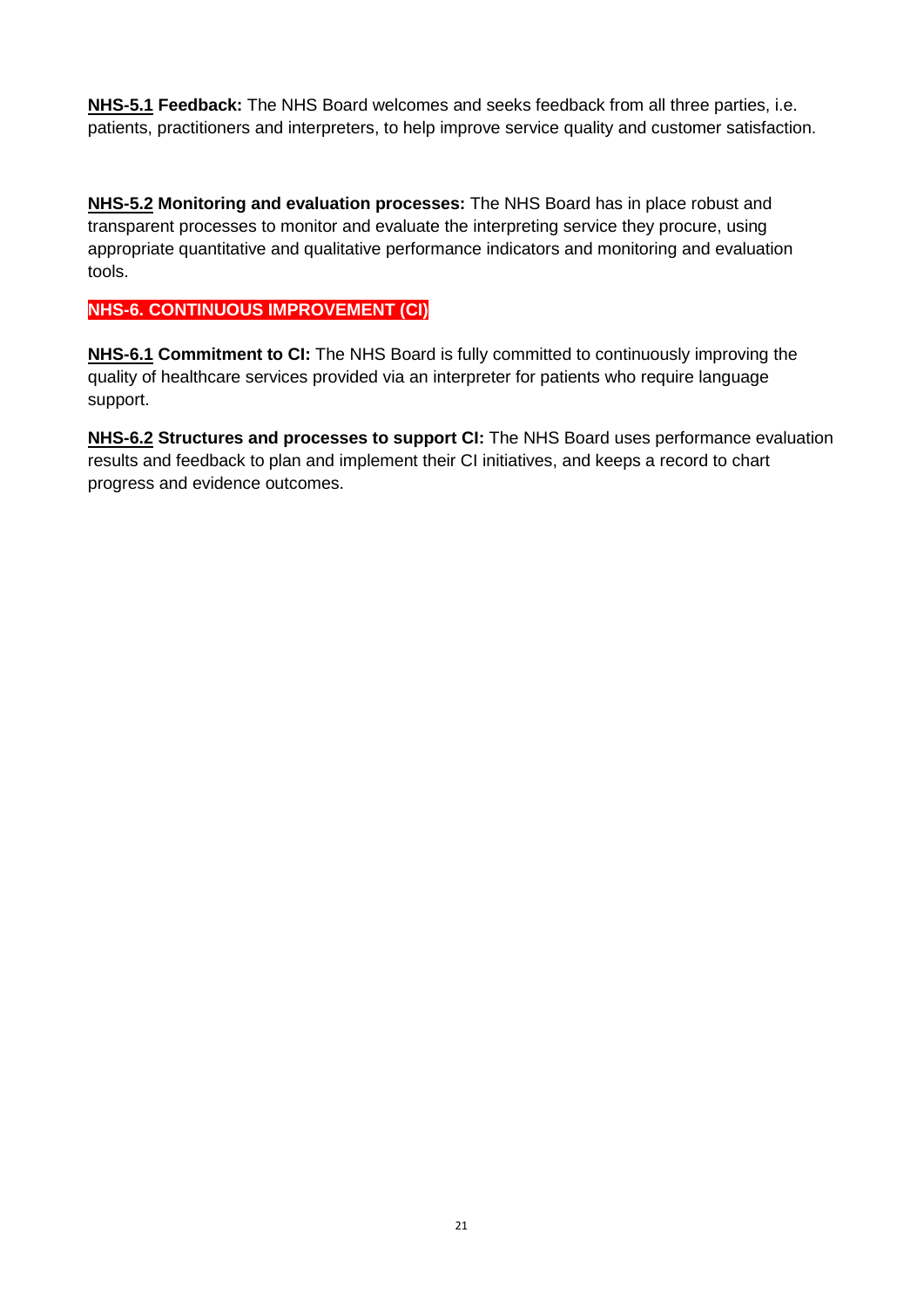**NHS-5.1 Feedback:** The NHS Board welcomes and seeks feedback from all three parties, i.e. patients, practitioners and interpreters, to help improve service quality and customer satisfaction.

**NHS-5.2 Monitoring and evaluation processes:** The NHS Board has in place robust and transparent processes to monitor and evaluate the interpreting service they procure, using appropriate quantitative and qualitative performance indicators and monitoring and evaluation tools.

## NHS-6. CONTINUOUS IMPROVEMENT (CI)

**NHS-6.1 Commitment to CI:** The NHS Board is fully committed to continuously improving the quality of healthcare services provided via an interpreter for patients who require language support.

**NHS-6.2 Structures and processes to support CI:** The NHS Board uses performance evaluation results and feedback to plan and implement their CI initiatives, and keeps a record to chart progress and evidence outcomes.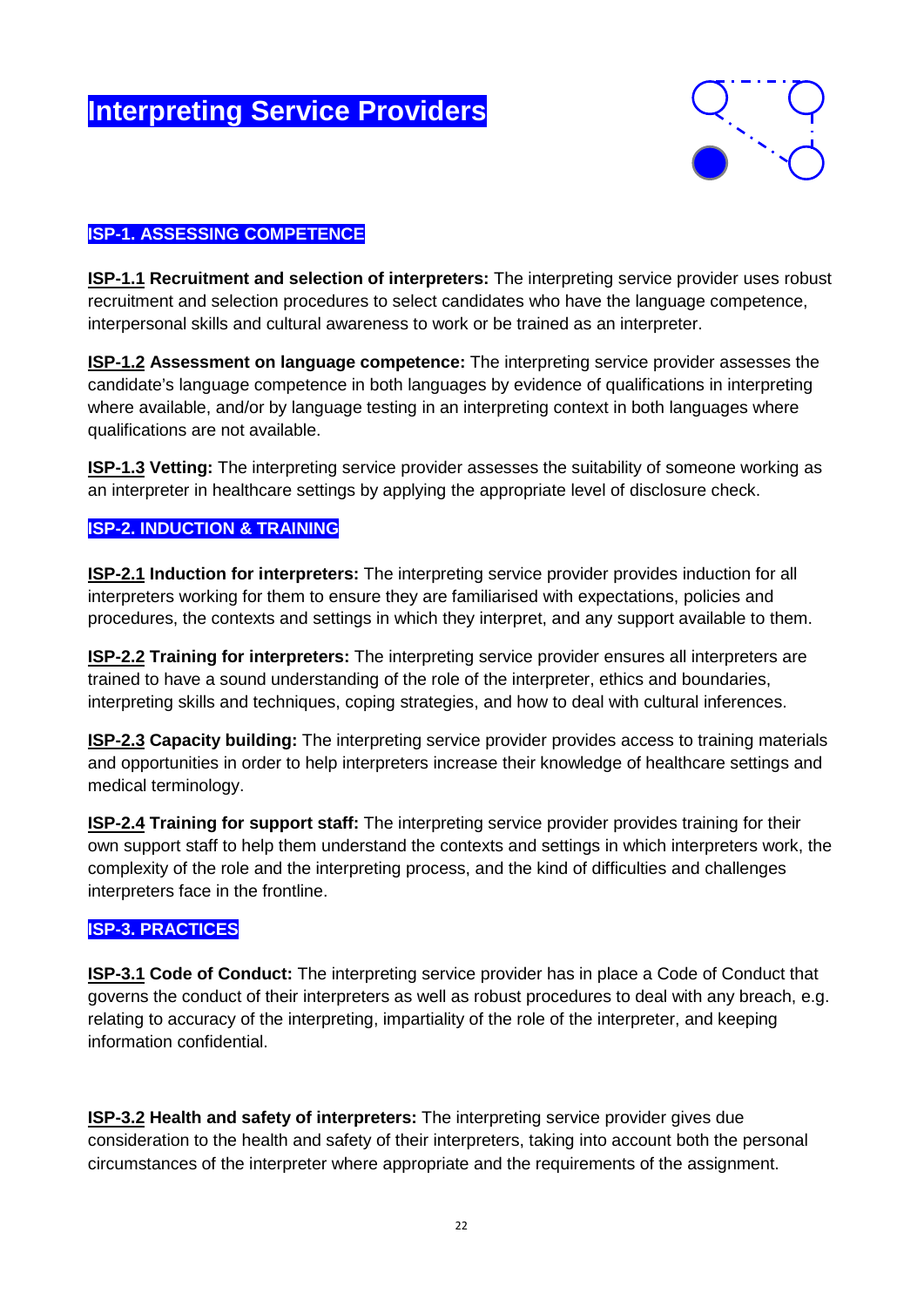# Interpreting Service Providers

## ISP-1. ASSESSING COMPETENCE

**ISP-1.1 Recruitment and selection of interpreters:** The interpreting service provider uses robust recruitment and selection procedures to select candidates who have the language competence, interpersonal skills and cultural awareness to work or be trained as an interpreter.

**ISP-1.2 Assessment on language competence:** The interpreting service provider assesses the candidate's language competence in both languages by evidence of qualifications in interpreting where available, and/or by language testing in an interpreting context in both languages where qualifications are not available.

**ISP-1.3 Vetting:** The interpreting service provider assesses the suitability of someone working as an interpreter in healthcare settings by applying the appropriate level of disclosure check.

## ISP-2. INDUCTION & TRAINING

**ISP-2.1 Induction for interpreters:** The interpreting service provider provides induction for all interpreters working for them to ensure they are familiarised with expectations, policies and procedures, the contexts and settings in which they interpret, and any support available to them.

**ISP-2.2 Training for interpreters:** The interpreting service provider ensures all interpreters are trained to have a sound understanding of the role of the interpreter, ethics and boundaries, interpreting skills and techniques, coping strategies, and how to deal with cultural inferences.

**ISP-2.3 Capacity building:** The interpreting service provider provides access to training materials and opportunities in order to help interpreters increase their knowledge of healthcare settings and medical terminology.

**ISP-2.4 Training for support staff:** The interpreting service provider provides training for their own support staff to help them understand the contexts and settings in which interpreters work, the complexity of the role and the interpreting process, and the kind of difficulties and challenges interpreters face in the frontline.

## ISP-3. PRACTICES

**ISP-3.1 Code of Conduct:** The interpreting service provider has in place a Code of Conduct that governs the conduct of their interpreters as well as robust procedures to deal with any breach, e.g. relating to accuracy of the interpreting, impartiality of the role of the interpreter, and keeping information confidential.

**ISP-3.2 Health and safety of interpreters:** The interpreting service provider gives due consideration to the health and safety of their interpreters, taking into account both the personal circumstances of the interpreter where appropriate and the requirements of the assignment.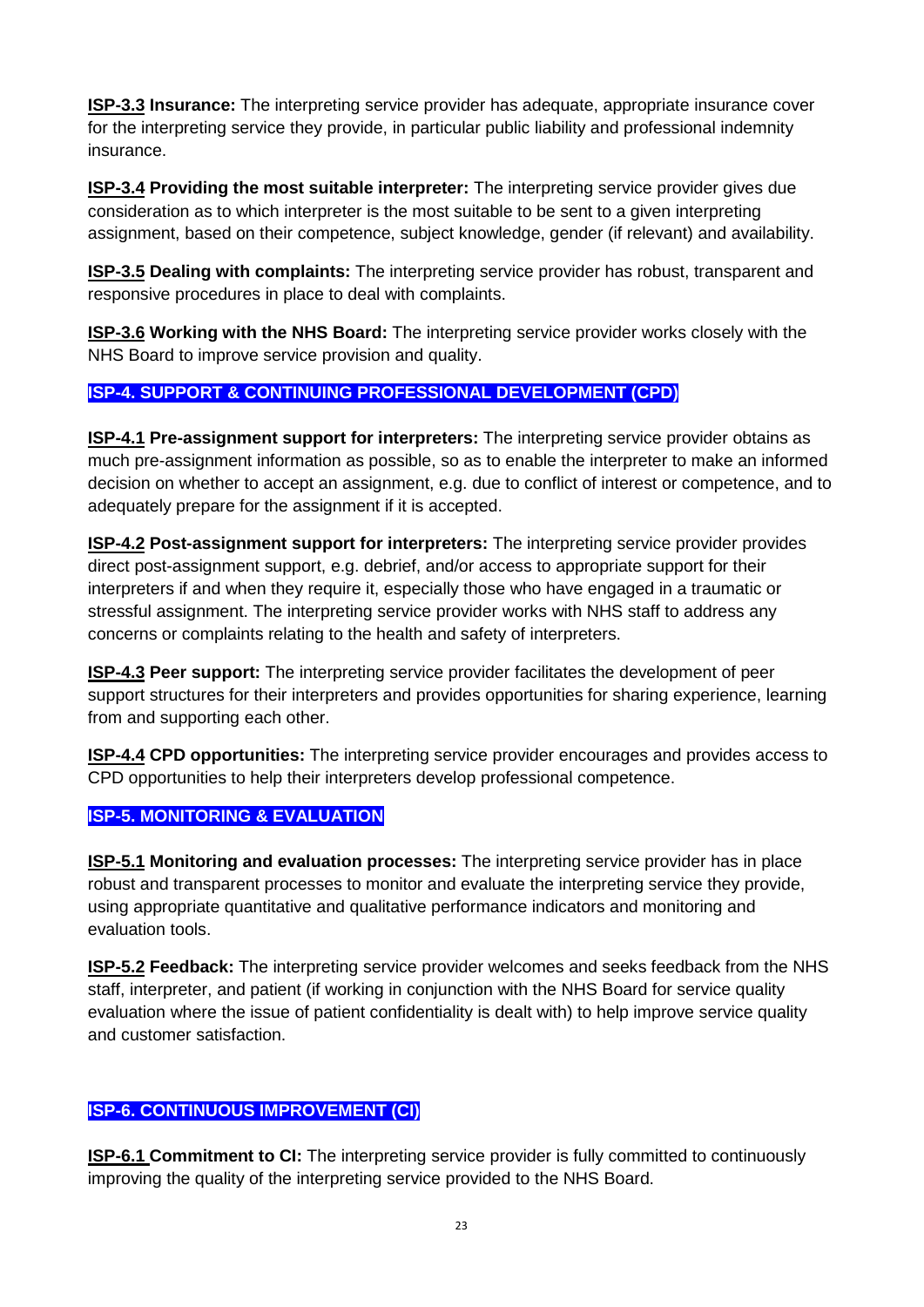**ISP-3.3 Insurance:** The interpreting service provider has adequate, appropriate insurance cover for the interpreting service they provide, in particular public liability and professional indemnity insurance.

**ISP-3.4 Providing the most suitable interpreter:** The interpreting service provider gives due consideration as to which interpreter is the most suitable to be sent to a given interpreting assignment, based on their competence, subject knowledge, gender (if relevant) and availability.

**ISP-3.5 Dealing with complaints:** The interpreting service provider has robust, transparent and responsive procedures in place to deal with complaints.

**ISP-3.6 Working with the NHS Board:** The interpreting service provider works closely with the NHS Board to improve service provision and quality.

## ISP-4. SUPPORT & CONTINUING PROFESSIONAL DEVELOPMENT (CPD)

**ISP-4.1 Pre-assignment support for interpreters:** The interpreting service provider obtains as much pre-assignment information as possible, so as to enable the interpreter to make an informed decision on whether to accept an assignment, e.g. due to conflict of interest or competence, and to adequately prepare for the assignment if it is accepted.

**ISP-4.2 Post-assignment support for interpreters:** The interpreting service provider provides direct post-assignment support, e.g. debrief, and/or access to appropriate support for their interpreters if and when they require it, especially those who have engaged in a traumatic or stressful assignment. The interpreting service provider works with NHS staff to address any concerns or complaints relating to the health and safety of interpreters.

**ISP-4.3 Peer support:** The interpreting service provider facilitates the development of peer support structures for their interpreters and provides opportunities for sharing experience, learning from and supporting each other.

**ISP-4.4 CPD opportunities:** The interpreting service provider encourages and provides access to CPD opportunities to help their interpreters develop professional competence.

## ISP-5. MONITORING & EVALUATION

**ISP-5.1 Monitoring and evaluation processes:** The interpreting service provider has in place robust and transparent processes to monitor and evaluate the interpreting service they provide, using appropriate quantitative and qualitative performance indicators and monitoring and evaluation tools.

**ISP-5.2 Feedback:** The interpreting service provider welcomes and seeks feedback from the NHS staff, interpreter, and patient (if working in conjunction with the NHS Board for service quality evaluation where the issue of patient confidentiality is dealt with) to help improve service quality and customer satisfaction.

## ISP-6. CONTINUOUS IMPROVEMENT (CI)

**ISP-6.1 Commitment to CI:** The interpreting service provider is fully committed to continuously improving the quality of the interpreting service provided to the NHS Board.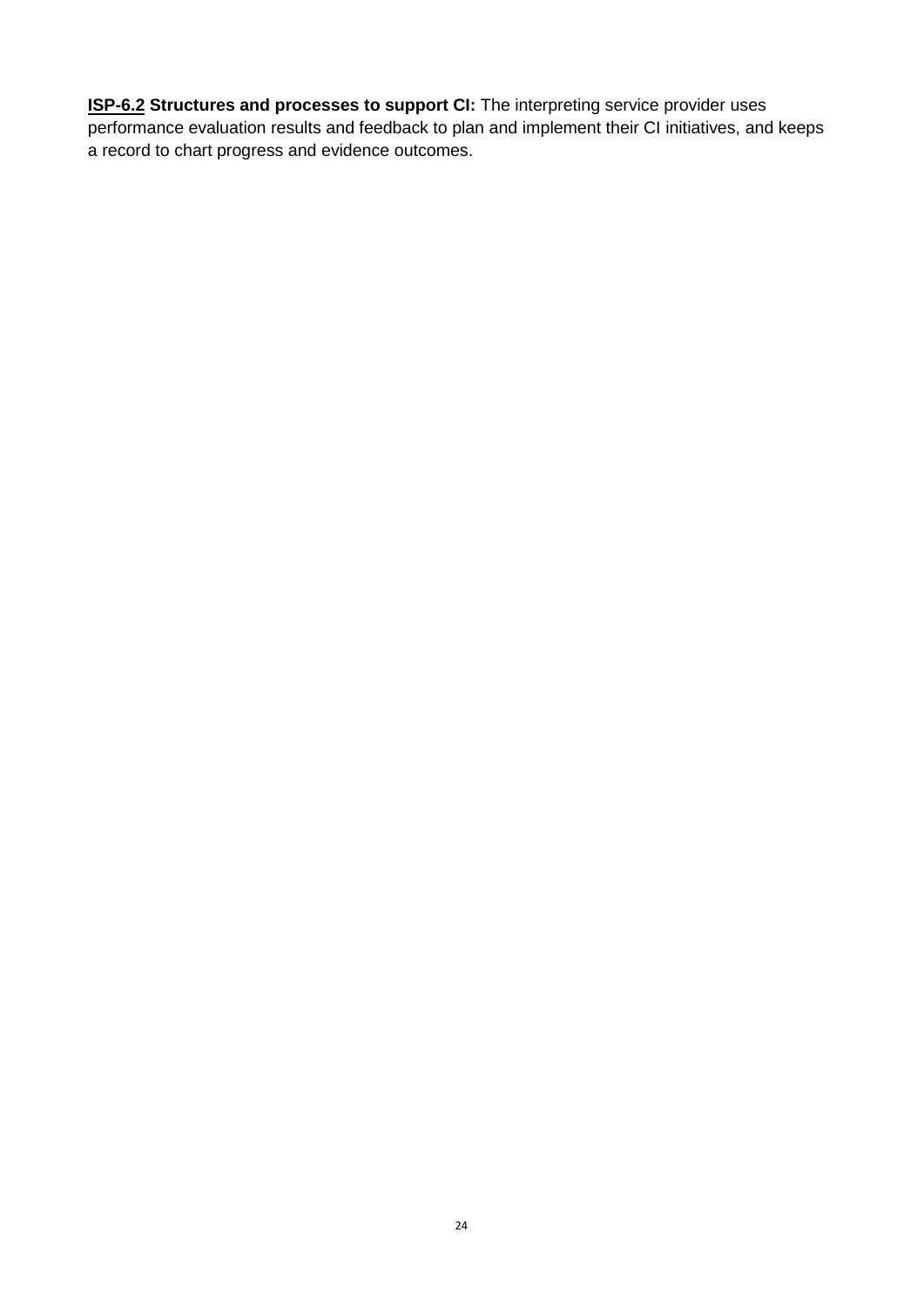**ISP-6.2 Structures and processes to support CI:** The interpreting service provider uses performance evaluation results and feedback to plan and implement their CI initiatives, and keeps a record to chart progress and evidence outcomes.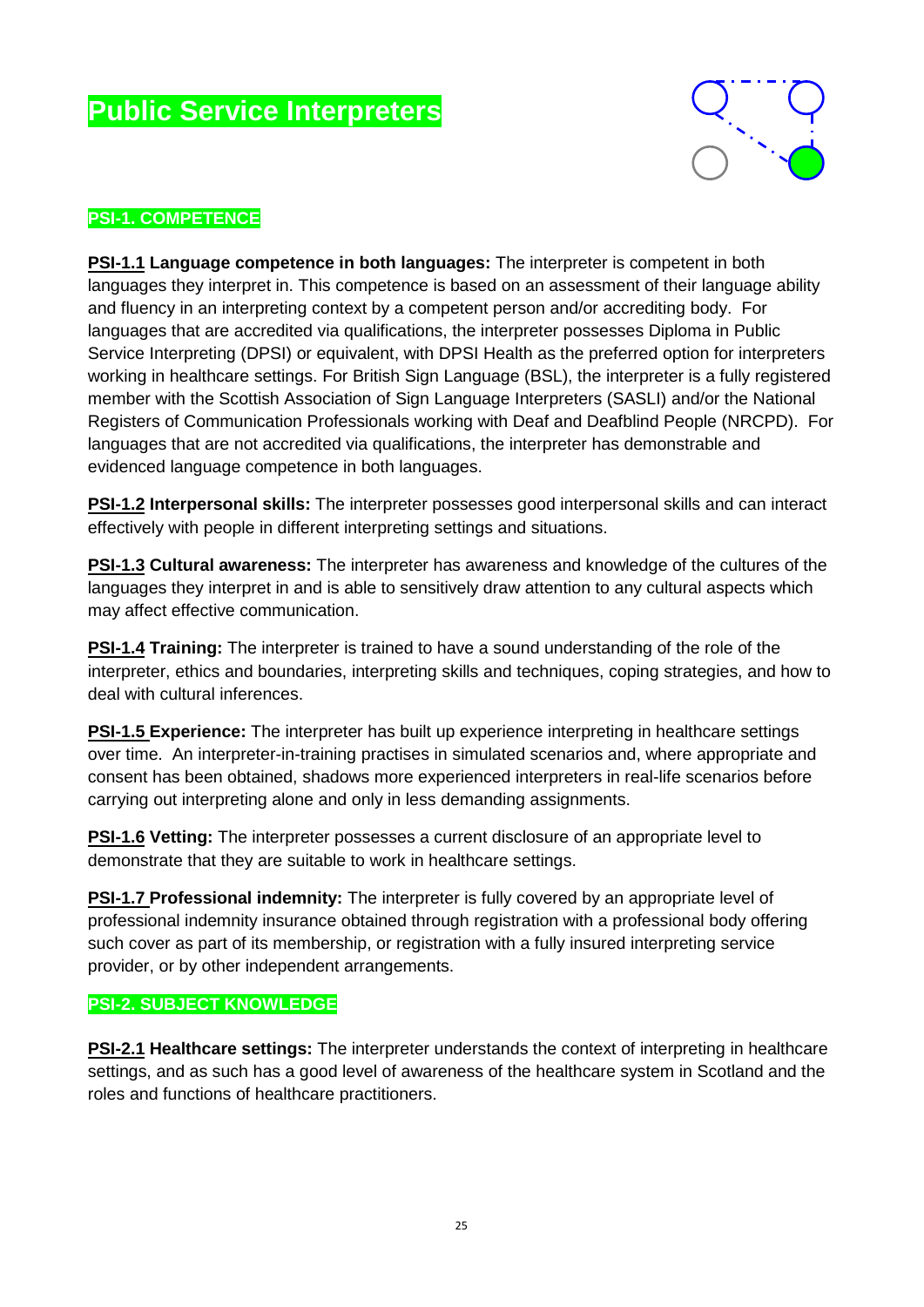# Public Service Interpreters

## PSI-1. COMPETENCE

**PSI-1.1 Language competence in both languages:** The interpreter is competent in both languages they interpret in. This competence is based on an assessment of their language ability and fluency in an interpreting context by a competent person and/or accrediting body. For languages that are accredited via qualifications, the interpreter possesses Diploma in Public Service Interpreting (DPSI) or equivalent, with DPSI Health as the preferred option for interpreters working in healthcare settings. For British Sign Language (BSL), the interpreter is a fully registered member with the Scottish Association of Sign Language Interpreters (SASLI) and/or the National Registers of Communication Professionals working with Deaf and Deafblind People (NRCPD). For languages that are not accredited via qualifications, the interpreter has demonstrable and evidenced language competence in both languages.

**PSI-1.2 Interpersonal skills:** The interpreter possesses good interpersonal skills and can interact effectively with people in different interpreting settings and situations.

**PSI-1.3 Cultural awareness:** The interpreter has awareness and knowledge of the cultures of the languages they interpret in and is able to sensitively draw attention to any cultural aspects which may affect effective communication.

**PSI-1.4 Training:** The interpreter is trained to have a sound understanding of the role of the interpreter, ethics and boundaries, interpreting skills and techniques, coping strategies, and how to deal with cultural inferences.

**PSI-1.5 Experience:** The interpreter has built up experience interpreting in healthcare settings over time. An interpreter-in-training practises in simulated scenarios and, where appropriate and consent has been obtained, shadows more experienced interpreters in real-life scenarios before carrying out interpreting alone and only in less demanding assignments.

**PSI-1.6 Vetting:** The interpreter possesses a current disclosure of an appropriate level to demonstrate that they are suitable to work in healthcare settings.

**PSI-1.7 Professional indemnity:** The interpreter is fully covered by an appropriate level of professional indemnity insurance obtained through registration with a professional body offering such cover as part of its membership, or registration with a fully insured interpreting service provider, or by other independent arrangements.

## PSI-2. SUBJECT KNOWLEDGE

**PSI-2.1 Healthcare settings:** The interpreter understands the context of interpreting in healthcare settings, and as such has a good level of awareness of the healthcare system in Scotland and the roles and functions of healthcare practitioners.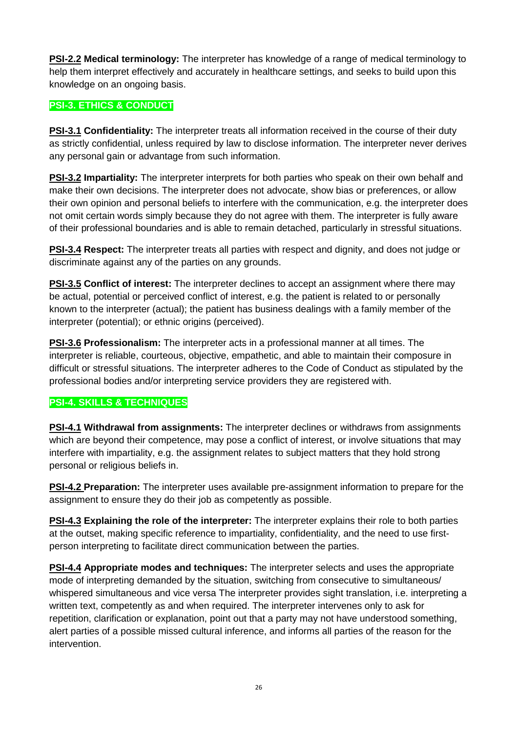**PSI-2.2 Medical terminology:** The interpreter has knowledge of a range of medical terminology to help them interpret effectively and accurately in healthcare settings, and seeks to build upon this knowledge on an ongoing basis.

## PSI-3. ETHICS & CONDUCT

**PSI-3.1 Confidentiality:** The interpreter treats all information received in the course of their duty as strictly confidential, unless required by law to disclose information. The interpreter never derives any personal gain or advantage from such information.

**PSI-3.2 Impartiality:** The interpreter interprets for both parties who speak on their own behalf and make their own decisions. The interpreter does not advocate, show bias or preferences, or allow their own opinion and personal beliefs to interfere with the communication, e.g. the interpreter does not omit certain words simply because they do not agree with them. The interpreter is fully aware of their professional boundaries and is able to remain detached, particularly in stressful situations.

**PSI-3.4 Respect:** The interpreter treats all parties with respect and dignity, and does not judge or discriminate against any of the parties on any grounds.

**PSI-3.5 Conflict of interest:** The interpreter declines to accept an assignment where there may be actual, potential or perceived conflict of interest, e.g. the patient is related to or personally known to the interpreter (actual); the patient has business dealings with a family member of the interpreter (potential); or ethnic origins (perceived).

**PSI-3.6 Professionalism:** The interpreter acts in a professional manner at all times. The interpreter is reliable, courteous, objective, empathetic, and able to maintain their composure in difficult or stressful situations. The interpreter adheres to the Code of Conduct as stipulated by the professional bodies and/or interpreting service providers they are registered with.

## PSI-4. SKILLS & TECHNIQUES

**PSI-4.1 Withdrawal from assignments:** The interpreter declines or withdraws from assignments which are beyond their competence, may pose a conflict of interest, or involve situations that may interfere with impartiality, e.g. the assignment relates to subject matters that they hold strong personal or religious beliefs in.

**PSI-4.2 Preparation:** The interpreter uses available pre-assignment information to prepare for the assignment to ensure they do their job as competently as possible.

**PSI-4.3 Explaining the role of the interpreter:** The interpreter explains their role to both parties at the outset, making specific reference to impartiality, confidentiality, and the need to use first-person interpreting to facilitate direct communication between the parties.

**PSI-4.4 Appropriate modes and techniques:** The interpreter selects and uses the appropriate mode of interpreting demanded by the situation, switching from consecutive to simultaneous/ whispered simultaneous and vice versa The interpreter provides sight translation, i.e. interpreting a written text, competently as and when required. The interpreter intervenes only to ask for repetition, clarification or explanation, point out that a party may not have understood something, alert parties of a possible missed cultural inference, and informs all parties of the reason for the intervention.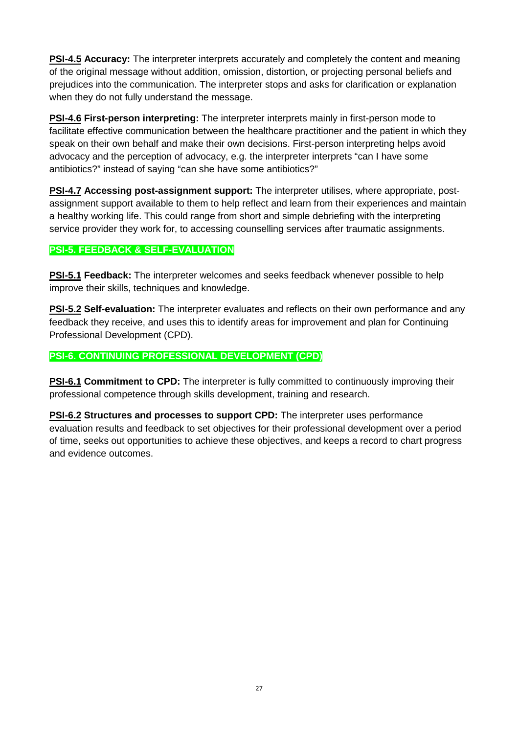**PSI-4.5 Accuracy:** The interpreter interprets accurately and completely the content and meaning of the original message without addition, omission, distortion, or projecting personal beliefs and prejudices into the communication. The interpreter stops and asks for clarification or explanation when they do not fully understand the message.

**PSI-4.6 First-person interpreting:** The interpreter interprets mainly in first-person mode to facilitate effective communication between the healthcare practitioner and the patient in which they speak on their own behalf and make their own decisions. First-person interpreting helps avoid advocacy and the perception of advocacy, e.g. the interpreter interprets "can I have some antibiotics?" instead of saying "can she have some antibiotics?"

**PSI-4.7 Accessing post-assignment support:** The interpreter utilises, where appropriate, post-assignment support available to them to help reflect and learn from their experiences and maintain a healthy working life. This could range from short and simple debriefing with the interpreting service provider they work for, to accessing counselling services after traumatic assignments.

## PSI-5. FEEDBACK & SELF-EVALUATION

**PSI-5.1 Feedback:** The interpreter welcomes and seeks feedback whenever possible to help improve their skills, techniques and knowledge.

**PSI-5.2 Self-evaluation:** The interpreter evaluates and reflects on their own performance and any feedback they receive, and uses this to identify areas for improvement and plan for Continuing Professional Development (CPD).

## PSI-6. CONTINUING PROFESSIONAL DEVELOPMENT (CPD)

**PSI-6.1 Commitment to CPD:** The interpreter is fully committed to continuously improving their professional competence through skills development, training and research.

**PSI-6.2 Structures and processes to support CPD:** The interpreter uses performance evaluation results and feedback to set objectives for their professional development over a period of time, seeks out opportunities to achieve these objectives, and keeps a record to chart progress and evidence outcomes.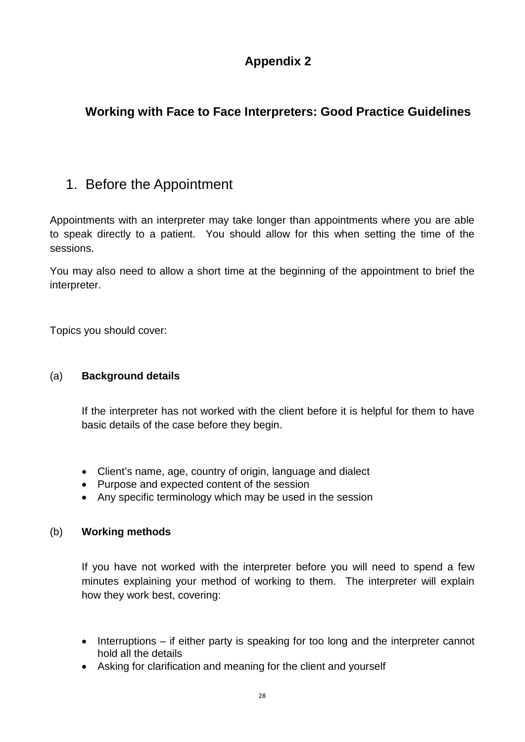# Appendix 2

## Working with Face to Face Interpreters: Good Practice Guidelines

### 1. Before the Appointment

Appointments with an interpreter may take longer than appointments where you are able to speak directly to a patient. You should allow for this when setting the time of the sessions.

You may also need to allow a short time at the beginning of the appointment to brief the interpreter.

Topics you should cover:

(a) **Background details**

If the interpreter has not worked with the client before it is helpful for them to have basic details of the case before they begin.

- Client's name, age, country of origin, language and dialect
- Purpose and expected content of the session
- Any specific terminology which may be used in the session

(b) **Working methods**

If you have not worked with the interpreter before you will need to spend a few minutes explaining your method of working to them. The interpreter will explain how they work best, covering:

- Interruptions – if either party is speaking for too long and the interpreter cannot hold all the details
- Asking for clarification and meaning for the client and yourself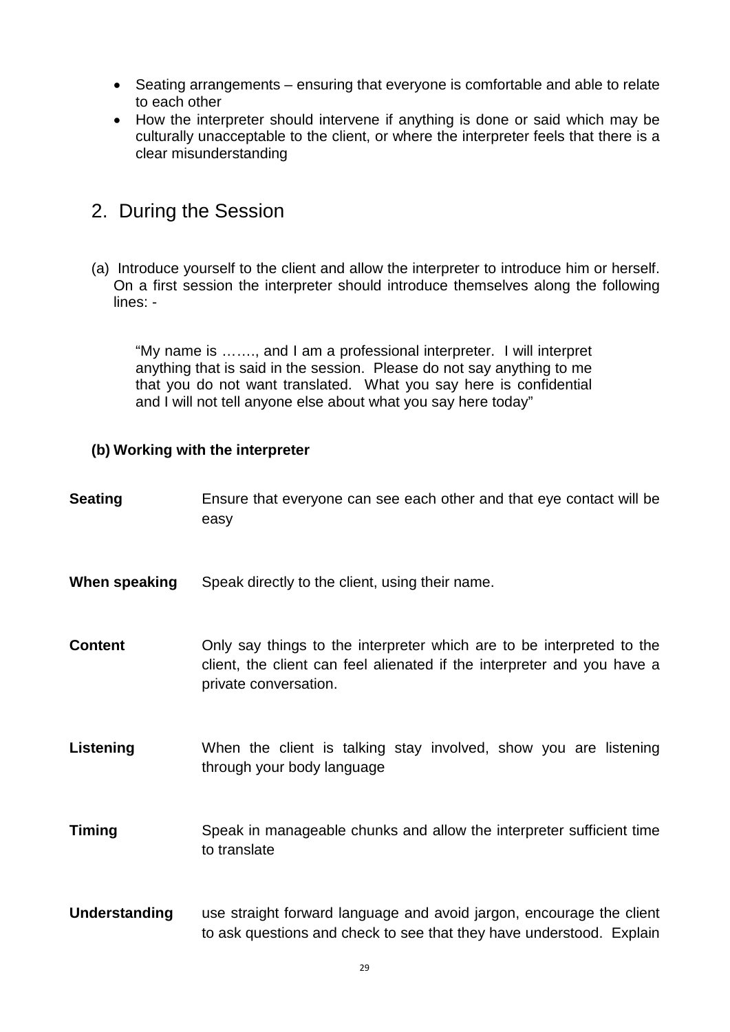- Seating arrangements – ensuring that everyone is comfortable and able to relate to each other
- How the interpreter should intervene if anything is done or said which may be culturally unacceptable to the client, or where the interpreter feels that there is a clear misunderstanding

## 2. During the Session

(a) Introduce yourself to the client and allow the interpreter to introduce him or herself. On a first session the interpreter should introduce themselves along the following lines: -

> "My name is ……., and I am a professional interpreter. I will interpret anything that is said in the session. Please do not say anything to me that you do not want translated. What you say here is confidential and I will not tell anyone else about what you say here today"

**(b) Working with the interpreter**

| | |
|---|---|
| **Seating** | Ensure that everyone can see each other and that eye contact will be easy |
| **When speaking** | Speak directly to the client, using their name. |
| **Content** | Only say things to the interpreter which are to be interpreted to the client, the client can feel alienated if the interpreter and you have a private conversation. |
| **Listening** | When the client is talking stay involved, show you are listening through your body language |
| **Timing** | Speak in manageable chunks and allow the interpreter sufficient time to translate |
| **Understanding** | use straight forward language and avoid jargon, encourage the client to ask questions and check to see that they have understood. Explain |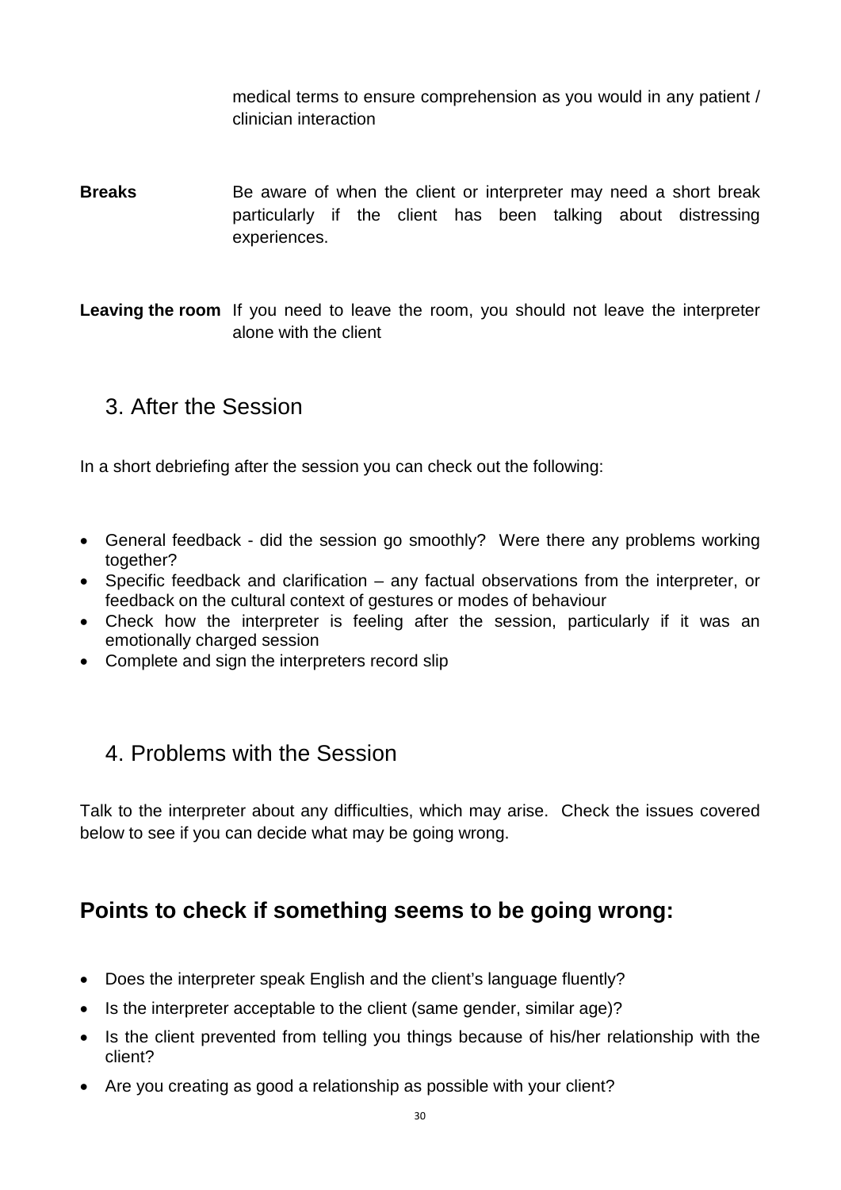| | |
|---|---|
| | medical terms to ensure comprehension as you would in any patient / clinician interaction |
| **Breaks** | Be aware of when the client or interpreter may need a short break particularly if the client has been talking about distressing experiences. |
| **Leaving the room** | If you need to leave the room, you should not leave the interpreter alone with the client |

## 3. After the Session

In a short debriefing after the session you can check out the following:

- General feedback - did the session go smoothly? Were there any problems working together?
- Specific feedback and clarification – any factual observations from the interpreter, or feedback on the cultural context of gestures or modes of behaviour
- Check how the interpreter is feeling after the session, particularly if it was an emotionally charged session
- Complete and sign the interpreters record slip

## 4. Problems with the Session

Talk to the interpreter about any difficulties, which may arise. Check the issues covered below to see if you can decide what may be going wrong.

## Points to check if something seems to be going wrong:

- Does the interpreter speak English and the client's language fluently?
- Is the interpreter acceptable to the client (same gender, similar age)?
- Is the client prevented from telling you things because of his/her relationship with the client?
- Are you creating as good a relationship as possible with your client?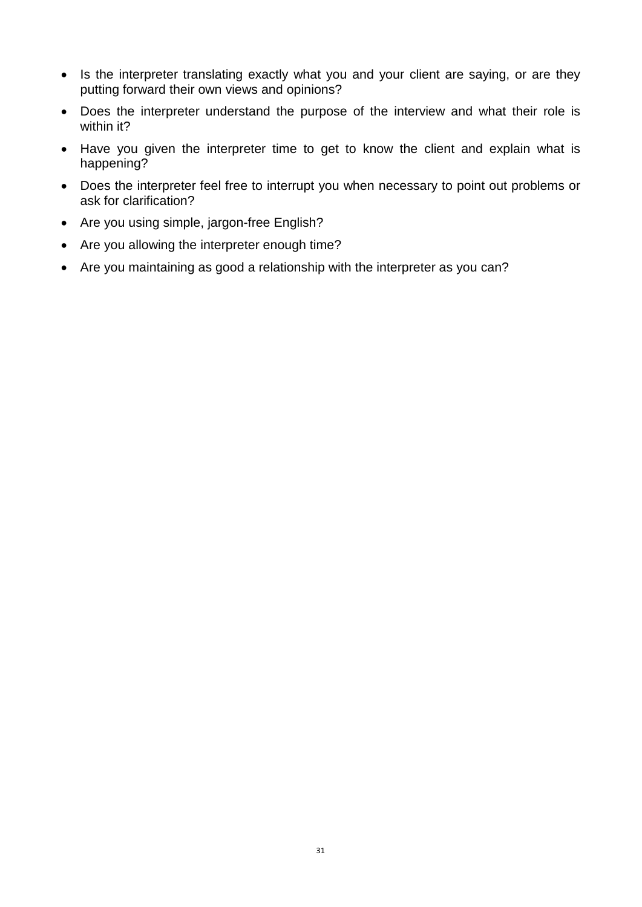- Is the interpreter translating exactly what you and your client are saying, or are they putting forward their own views and opinions?
- Does the interpreter understand the purpose of the interview and what their role is within it?
- Have you given the interpreter time to get to know the client and explain what is happening?
- Does the interpreter feel free to interrupt you when necessary to point out problems or ask for clarification?
- Are you using simple, jargon-free English?
- Are you allowing the interpreter enough time?
- Are you maintaining as good a relationship with the interpreter as you can?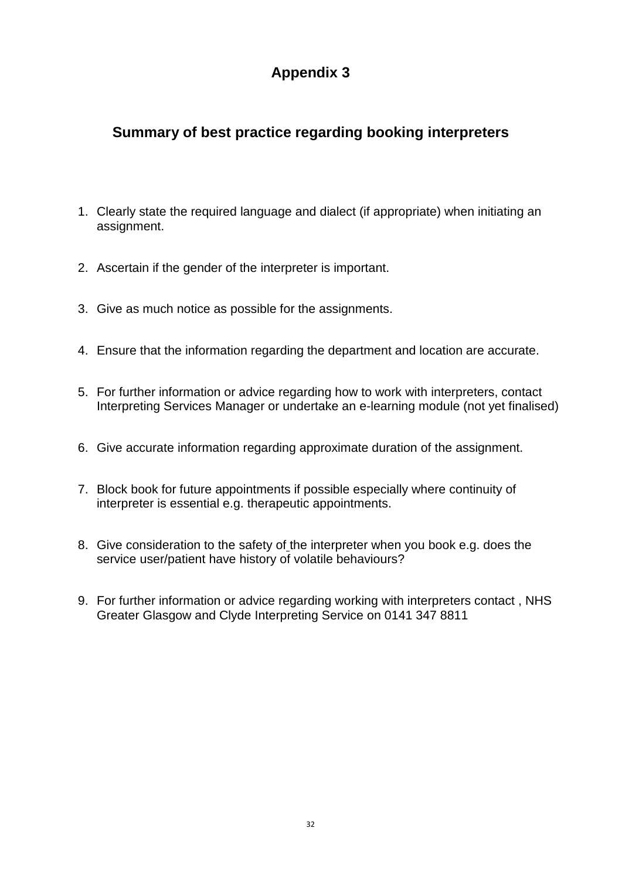# Appendix 3

## Summary of best practice regarding booking interpreters

1. Clearly state the required language and dialect (if appropriate) when initiating an assignment.

2. Ascertain if the gender of the interpreter is important.

3. Give as much notice as possible for the assignments.

4. Ensure that the information regarding the department and location are accurate.

5. For further information or advice regarding how to work with interpreters, contact Interpreting Services Manager or undertake an e-learning module (not yet finalised)

6. Give accurate information regarding approximate duration of the assignment.

7. Block book for future appointments if possible especially where continuity of interpreter is essential e.g. therapeutic appointments.

8. Give consideration to the safety of the interpreter when you book e.g. does the service user/patient have history of volatile behaviours?

9. For further information or advice regarding working with interpreters contact , NHS Greater Glasgow and Clyde Interpreting Service on 0141 347 8811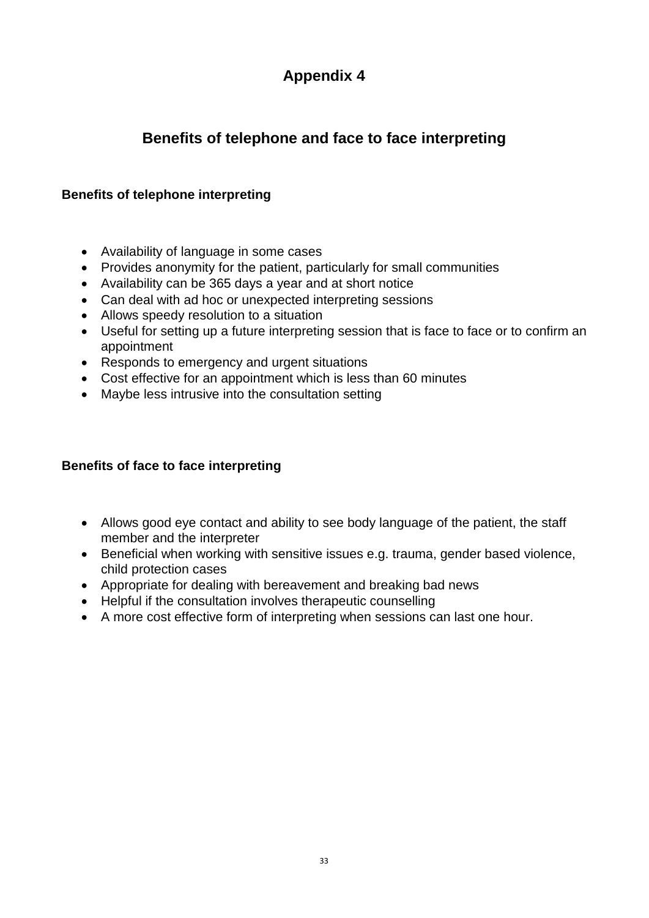# Appendix 4

## Benefits of telephone and face to face interpreting

### Benefits of telephone interpreting

- Availability of language in some cases
- Provides anonymity for the patient, particularly for small communities
- Availability can be 365 days a year and at short notice
- Can deal with ad hoc or unexpected interpreting sessions
- Allows speedy resolution to a situation
- Useful for setting up a future interpreting session that is face to face or to confirm an appointment
- Responds to emergency and urgent situations
- Cost effective for an appointment which is less than 60 minutes
- Maybe less intrusive into the consultation setting

### Benefits of face to face interpreting

- Allows good eye contact and ability to see body language of the patient, the staff member and the interpreter
- Beneficial when working with sensitive issues e.g. trauma, gender based violence, child protection cases
- Appropriate for dealing with bereavement and breaking bad news
- Helpful if the consultation involves therapeutic counselling
- A more cost effective form of interpreting when sessions can last one hour.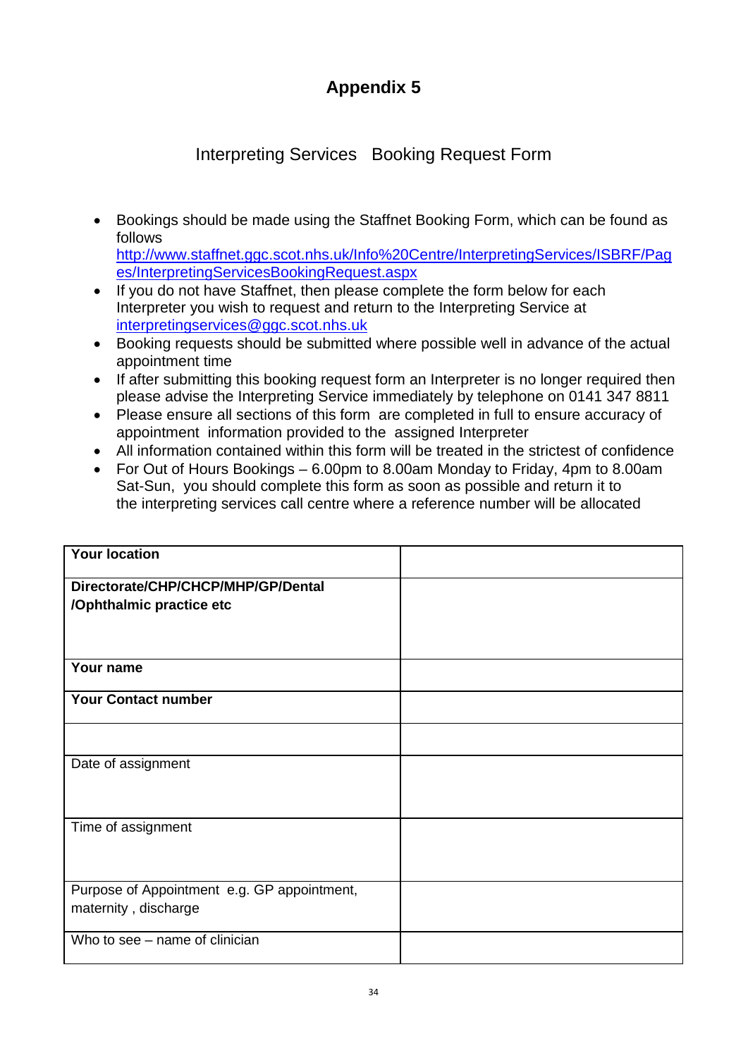# Appendix 5

## Interpreting Services Booking Request Form

- Bookings should be made using the Staffnet Booking Form, which can be found as follows [http://www.staffnet.ggc.scot.nhs.uk/Info%20Centre/InterpretingServices/ISBRF/Pages/InterpretingServicesBookingRequest.aspx](http://www.staffnet.ggc.scot.nhs.uk/Info%20Centre/InterpretingServices/ISBRF/Pages/InterpretingServicesBookingRequest.aspx)
- If you do not have Staffnet, then please complete the form below for each Interpreter you wish to request and return to the Interpreting Service at interpretingservices@ggc.scot.nhs.uk
- Booking requests should be submitted where possible well in advance of the actual appointment time
- If after submitting this booking request form an Interpreter is no longer required then please advise the Interpreting Service immediately by telephone on 0141 347 8811
- Please ensure all sections of this form are completed in full to ensure accuracy of appointment information provided to the assigned Interpreter
- All information contained within this form will be treated in the strictest of confidence
- For Out of Hours Bookings – 6.00pm to 8.00am Monday to Friday, 4pm to 8.00am Sat-Sun, you should complete this form as soon as possible and return it to the interpreting services call centre where a reference number will be allocated

| | |
|---|---|
| **Your location** | |
| **Directorate/CHP/CHCP/MHP/GP/Dental /Ophthalmic practice etc** | |
| **Your name** | |
| **Your Contact number** | |
| | |
| Date of assignment | |
| Time of assignment | |
| Purpose of Appointment e.g. GP appointment, maternity , discharge | |
| Who to see – name of clinician | |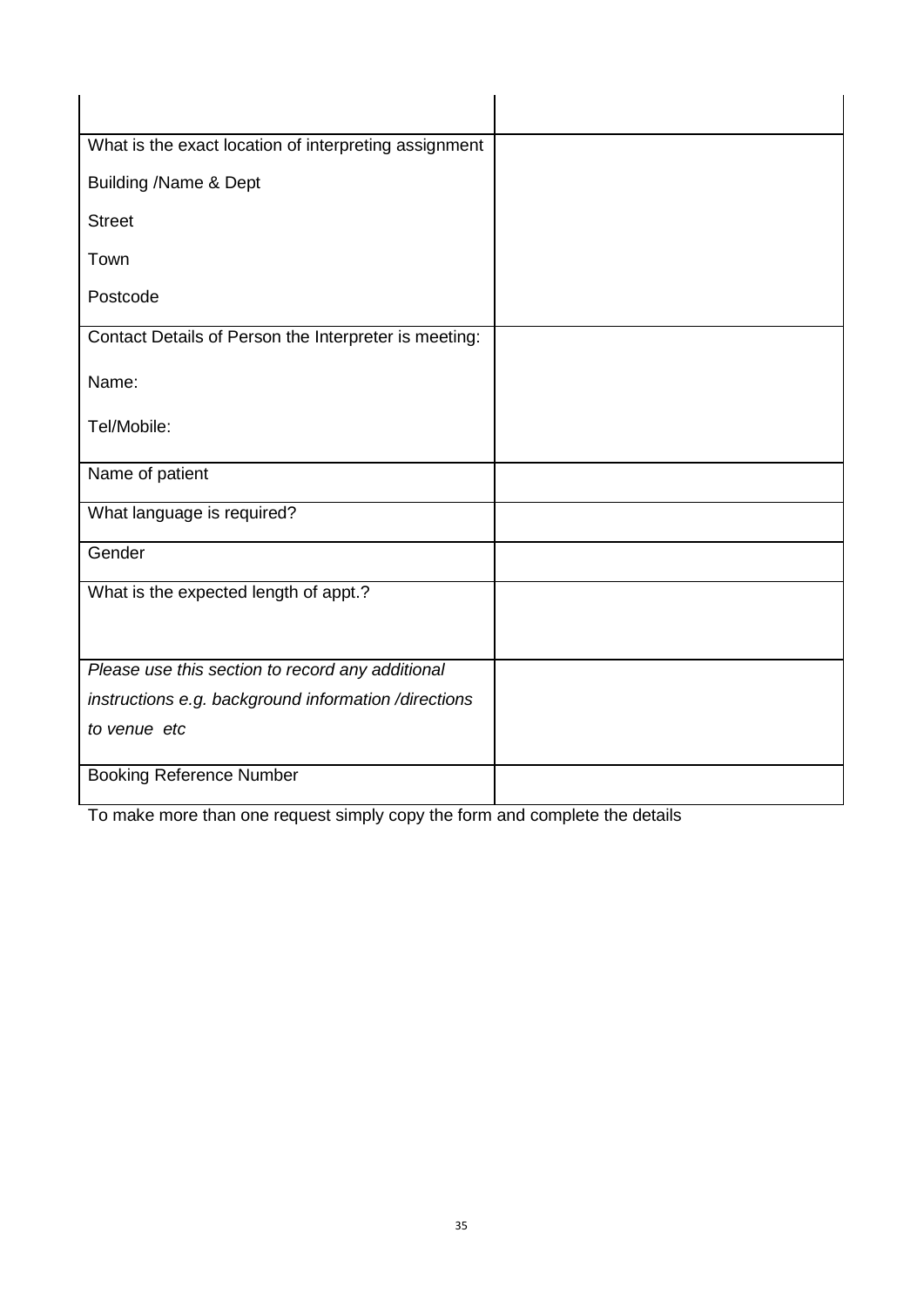| | |
|---|---|
| | |
| What is the exact location of interpreting assignment<br><br>Building /Name & Dept<br><br>Street<br><br>Town<br><br>Postcode | |
| Contact Details of Person the Interpreter is meeting:<br><br>Name:<br><br>Tel/Mobile: | |
| Name of patient | |
| What language is required? | |
| Gender | |
| What is the expected length of appt.? | |
| *Please use this section to record any additional instructions e.g. background information /directions to venue etc* | |
| Booking Reference Number | |

To make more than one request simply copy the form and complete the details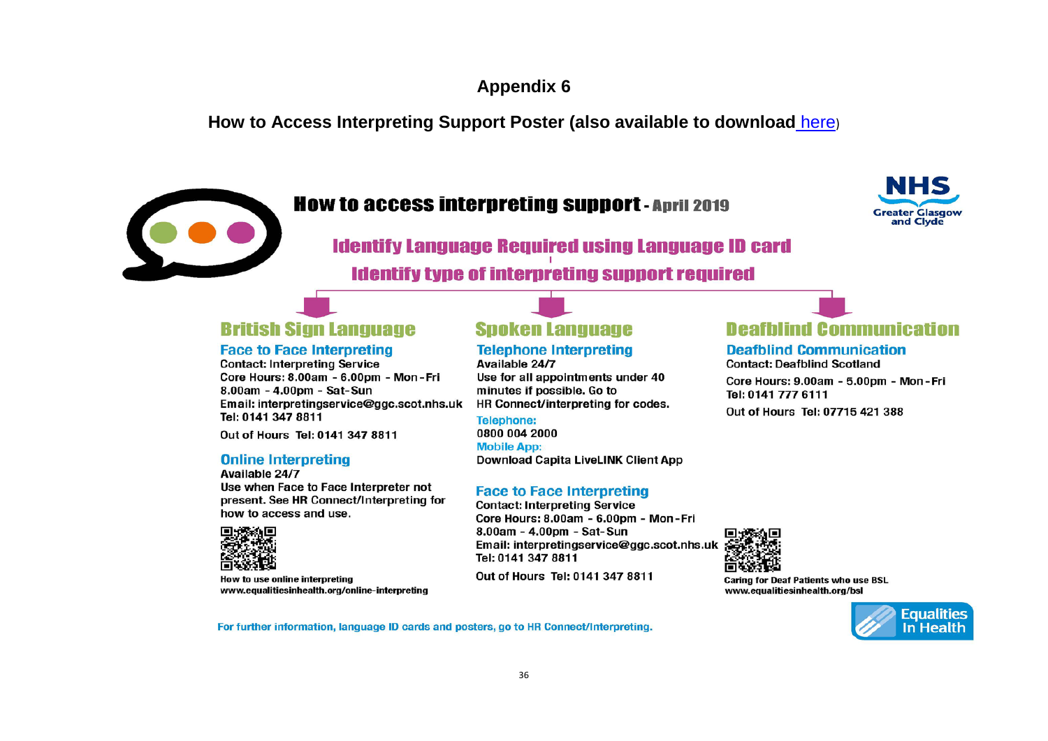# Appendix 6

## How to Access Interpreting Support Poster (also available to download here)

# How to access interpreting support - April 2019

NHS Greater Glasgow and Clyde

## Identify Language Required using Language ID card

## Identify type of interpreting support required

### British Sign Language

**Face to Face Interpreting**

Contact: Interpreting Service
Core Hours: 8.00am - 6.00pm - Mon-Fri
8.00am - 4.00pm - Sat-Sun
Email: interpretingservice@ggc.scot.nhs.uk
Tel: 0141 347 8811

Out of Hours Tel: 0141 347 8811

**Online Interpreting**

Available 24/7
Use when Face to Face Interpreter not present. See HR Connect/Interpreting for how to access and use.

How to use online interpreting
www.equalitiesinhealth.org/online-interpreting

### Spoken Language

**Telephone Interpreting**

Available 24/7
Use for all appointments under 40 minutes if possible. Go to HR Connect/interpreting for codes.

Telephone:
0800 004 2000

Mobile App:
Download Capita LiveLINK Client App

**Face to Face Interpreting**

Contact: Interpreting Service
Core Hours: 8.00am - 6.00pm - Mon-Fri
8.00am - 4.00pm - Sat-Sun
Email: interpretingservice@ggc.scot.nhs.uk
Tel: 0141 347 8811

Out of Hours Tel: 0141 347 8811

### Deafblind Communication

**Deafblind Communication**

Contact: Deafblind Scotland

Core Hours: 9.00am - 5.00pm - Mon-Fri
Tel: 0141 777 6111

Out of Hours Tel: 07715 421 388

Caring for Deaf Patients who use BSL
www.equalitiesinhealth.org/bsl

For further information, language ID cards and posters, go to HR Connect/Interpreting.

Equalities In Health